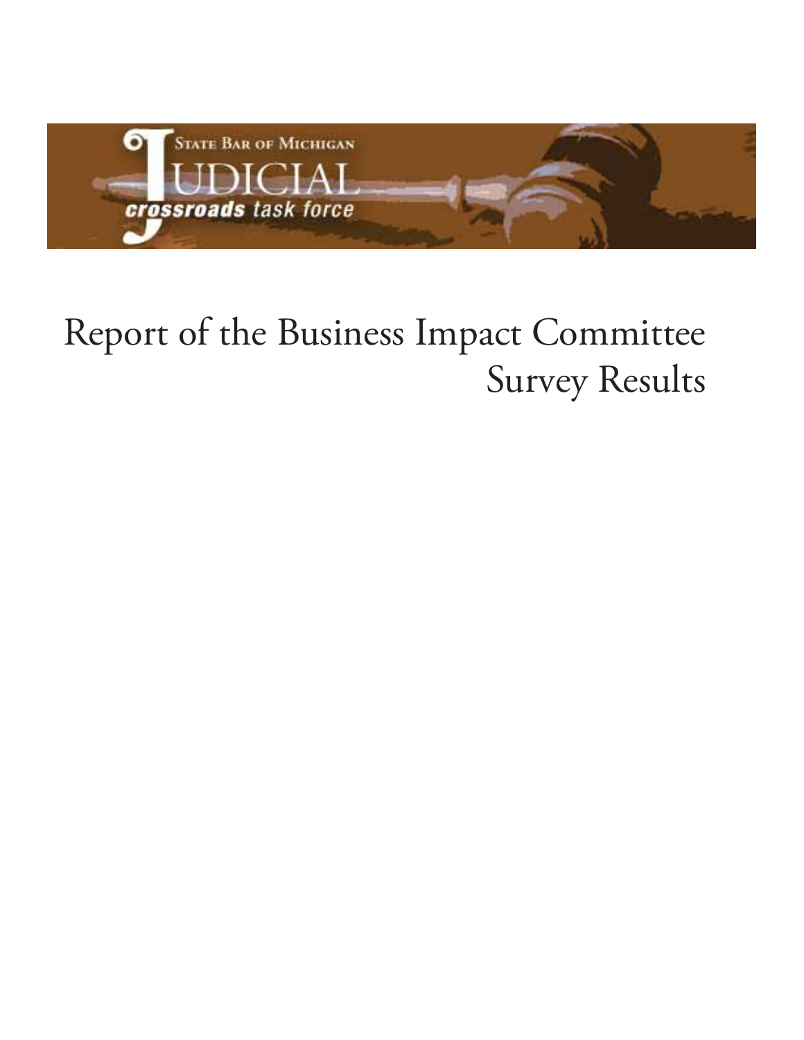State Bar of Michigan

Judicial crossroads task force

# Report of the Business Impact Committee Survey Results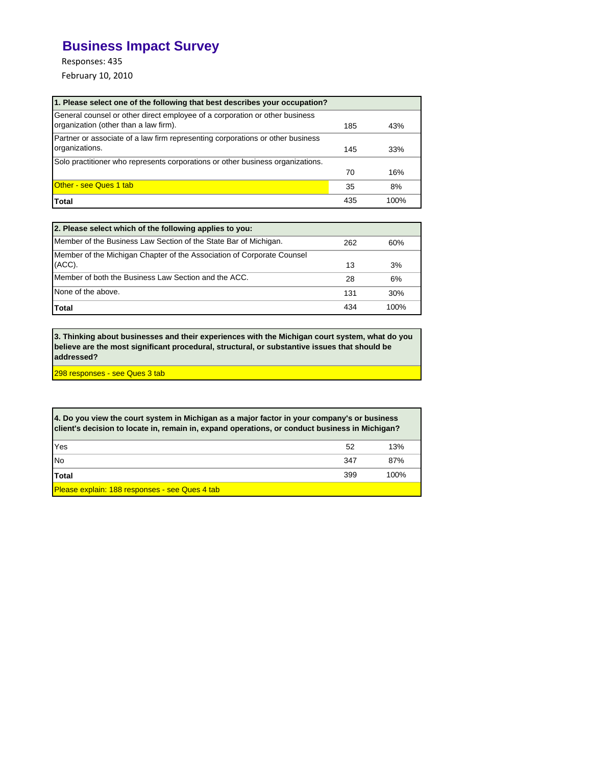# Business Impact Survey

Responses: 435

February 10, 2010

| 1. Please select one of the following that best describes your occupation? | | |
|---|---|---|
| General counsel or other direct employee of a corporation or other business organization (other than a law firm). | 185 | 43% |
| Partner or associate of a law firm representing corporations or other business organizations. | 145 | 33% |
| Solo practitioner who represents corporations or other business organizations. | 70 | 16% |
| Other - see Ques 1 tab | 35 | 8% |
| **Total** | 435 | 100% |

| 2. Please select which of the following applies to you: | | |
|---|---|---|
| Member of the Business Law Section of the State Bar of Michigan. | 262 | 60% |
| Member of the Michigan Chapter of the Association of Corporate Counsel (ACC). | 13 | 3% |
| Member of both the Business Law Section and the ACC. | 28 | 6% |
| None of the above. | 131 | 30% |
| **Total** | 434 | 100% |

| 3. Thinking about businesses and their experiences with the Michigan court system, what do you believe are the most significant procedural, structural, or substantive issues that should be addressed? |
|---|
| 298 responses - see Ques 3 tab |

| 4. Do you view the court system in Michigan as a major factor in your company's or business client's decision to locate in, remain in, expand operations, or conduct business in Michigan? | | |
|---|---|---|
| Yes | 52 | 13% |
| No | 347 | 87% |
| **Total** | 399 | 100% |
| Please explain: 188 responses - see Ques 4 tab | | |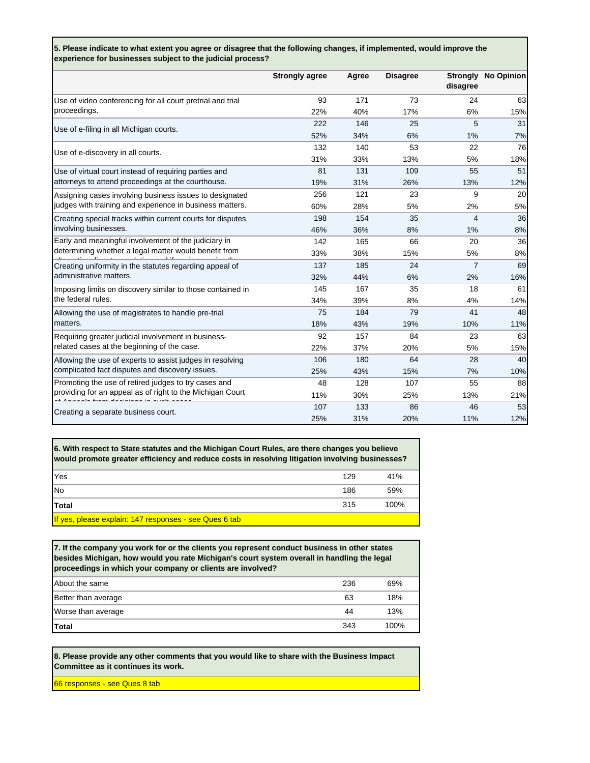**5. Please indicate to what extent you agree or disagree that the following changes, if implemented, would improve the experience for businesses subject to the judicial process?**

| | Strongly agree | Agree | Disagree | Strongly disagree | No Opinion |
|---|---|---|---|---|---|
| Use of video conferencing for all court pretrial and trial proceedings. | 93 | 171 | 73 | 24 | 63 |
| | 22% | 40% | 17% | 6% | 15% |
| Use of e-filing in all Michigan courts. | 222 | 146 | 25 | 5 | 31 |
| | 52% | 34% | 6% | 1% | 7% |
| Use of e-discovery in all courts. | 132 | 140 | 53 | 22 | 76 |
| | 31% | 33% | 13% | 5% | 18% |
| Use of virtual court instead of requiring parties and attorneys to attend proceedings at the courthouse. | 81 | 131 | 109 | 55 | 51 |
| | 19% | 31% | 26% | 13% | 12% |
| Assigning cases involving business issues to designated judges with training and experience in business matters. | 256 | 121 | 23 | 9 | 20 |
| | 60% | 28% | 5% | 2% | 5% |
| Creating special tracks within current courts for disputes involving businesses. | 198 | 154 | 35 | 4 | 36 |
| | 46% | 36% | 8% | 1% | 8% |
| Early and meaningful involvement of the judiciary in determining whether a legal matter would benefit from | 142 | 165 | 66 | 20 | 36 |
| | 33% | 38% | 15% | 5% | 8% |
| Creating uniformity in the statutes regarding appeal of administrative matters. | 137 | 185 | 24 | 7 | 69 |
| | 32% | 44% | 6% | 2% | 16% |
| Imposing limits on discovery similar to those contained in the federal rules. | 145 | 167 | 35 | 18 | 61 |
| | 34% | 39% | 8% | 4% | 14% |
| Allowing the use of magistrates to handle pre-trial matters. | 75 | 184 | 79 | 41 | 48 |
| | 18% | 43% | 19% | 10% | 11% |
| Requiring greater judicial involvement in business-related cases at the beginning of the case. | 92 | 157 | 84 | 23 | 63 |
| | 22% | 37% | 20% | 5% | 15% |
| Allowing the use of experts to assist judges in resolving complicated fact disputes and discovery issues. | 106 | 180 | 64 | 28 | 40 |
| | 25% | 43% | 15% | 7% | 10% |
| Promoting the use of retired judges to try cases and providing for an appeal as of right to the Michigan Court | 48 | 128 | 107 | 55 | 88 |
| | 11% | 30% | 25% | 13% | 21% |
| Creating a separate business court. | 107 | 133 | 86 | 46 | 53 |
| | 25% | 31% | 20% | 11% | 12% |

**6. With respect to State statutes and the Michigan Court Rules, are there changes you believe would promote greater efficiency and reduce costs in resolving litigation involving businesses?**

| | | |
|---|---|---|
| Yes | 129 | 41% |
| No | 186 | 59% |
| **Total** | 315 | 100% |

If yes, please explain: 147 responses - see Ques 6 tab

**7. If the company you work for or the clients you represent conduct business in other states besides Michigan, how would you rate Michigan's court system overall in handling the legal proceedings in which your company or clients are involved?**

| | | |
|---|---|---|
| About the same | 236 | 69% |
| Better than average | 63 | 18% |
| Worse than average | 44 | 13% |
| **Total** | 343 | 100% |

**8. Please provide any other comments that you would like to share with the Business Impact Committee as it continues its work.**

66 responses - see Ques 8 tab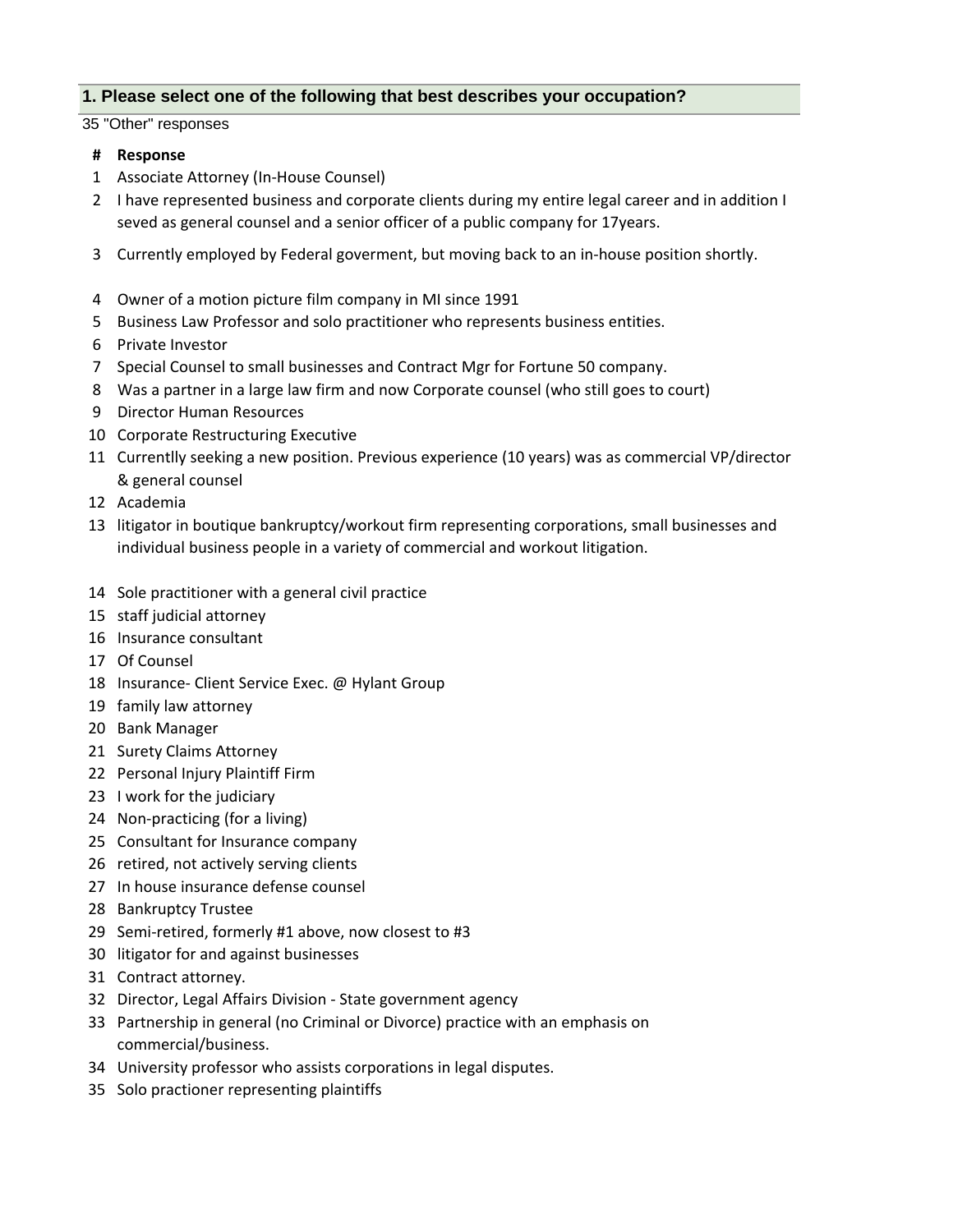## 1. Please select one of the following that best describes your occupation?

35 "Other" responses

| # | Response |
|---|---|
| 1 | Associate Attorney (In-House Counsel) |
| 2 | I have represented business and corporate clients during my entire legal career and in addition I seved as general counsel and a senior officer of a public company for 17years. |
| 3 | Currently employed by Federal goverment, but moving back to an in-house position shortly. |
| 4 | Owner of a motion picture film company in MI since 1991 |
| 5 | Business Law Professor and solo practitioner who represents business entities. |
| 6 | Private Investor |
| 7 | Special Counsel to small businesses and Contract Mgr for Fortune 50 company. |
| 8 | Was a partner in a large law firm and now Corporate counsel (who still goes to court) |
| 9 | Director Human Resources |
| 10 | Corporate Restructuring Executive |
| 11 | Currentlly seeking a new position. Previous experience (10 years) was as commercial VP/director & general counsel |
| 12 | Academia |
| 13 | litigator in boutique bankruptcy/workout firm representing corporations, small businesses and individual business people in a variety of commercial and workout litigation. |
| 14 | Sole practitioner with a general civil practice |
| 15 | staff judicial attorney |
| 16 | Insurance consultant |
| 17 | Of Counsel |
| 18 | Insurance- Client Service Exec. @ Hylant Group |
| 19 | family law attorney |
| 20 | Bank Manager |
| 21 | Surety Claims Attorney |
| 22 | Personal Injury Plaintiff Firm |
| 23 | I work for the judiciary |
| 24 | Non-practicing (for a living) |
| 25 | Consultant for Insurance company |
| 26 | retired, not actively serving clients |
| 27 | In house insurance defense counsel |
| 28 | Bankruptcy Trustee |
| 29 | Semi-retired, formerly #1 above, now closest to #3 |
| 30 | litigator for and against businesses |
| 31 | Contract attorney. |
| 32 | Director, Legal Affairs Division - State government agency |
| 33 | Partnership in general (no Criminal or Divorce) practice with an emphasis on commercial/business. |
| 34 | University professor who assists corporations in legal disputes. |
| 35 | Solo practioner representing plaintiffs |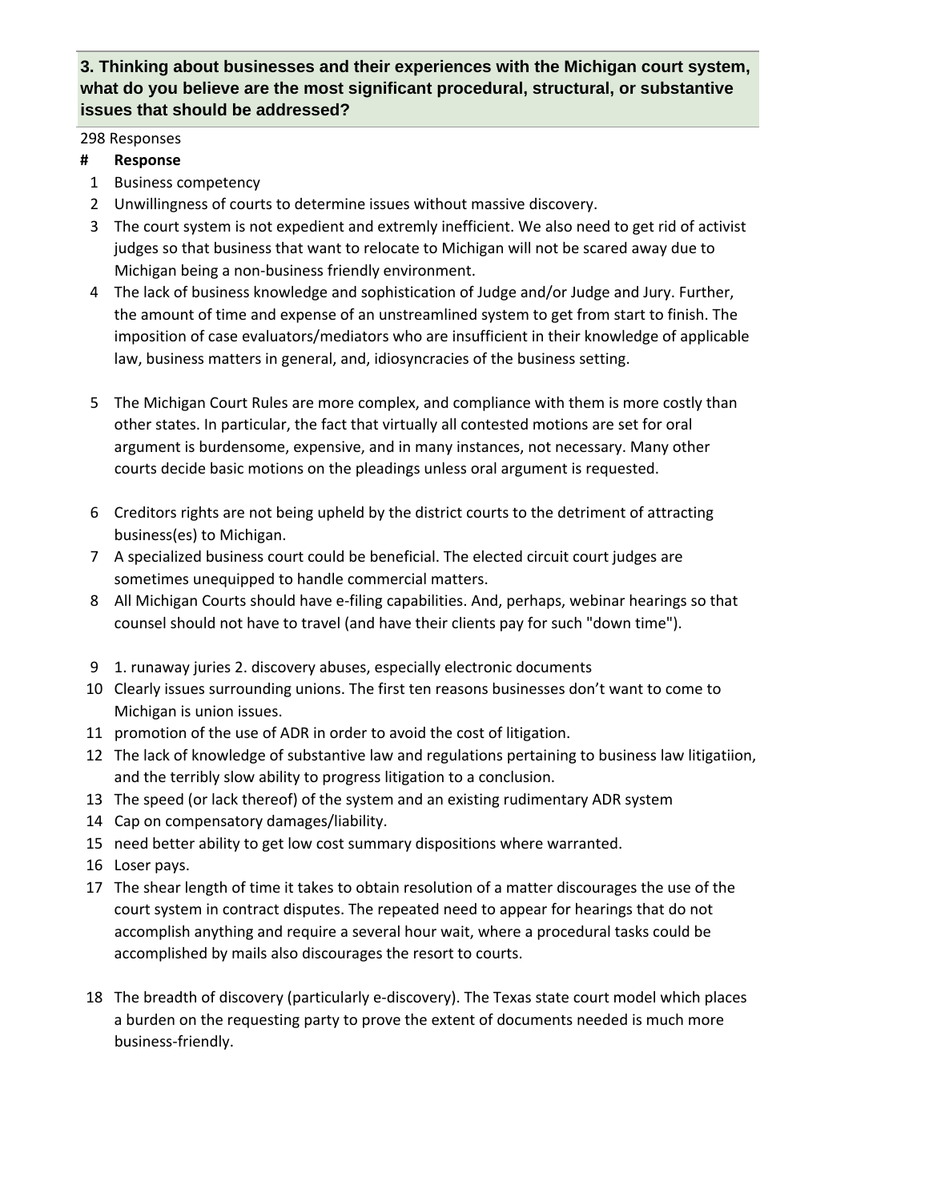### 3. Thinking about businesses and their experiences with the Michigan court system, what do you believe are the most significant procedural, structural, or substantive issues that should be addressed?

298 Responses

| # | Response |
|---|---|
| 1 | Business competency |
| 2 | Unwillingness of courts to determine issues without massive discovery. |
| 3 | The court system is not expedient and extremly inefficient. We also need to get rid of activist judges so that business that want to relocate to Michigan will not be scared away due to Michigan being a non-business friendly environment. |
| 4 | The lack of business knowledge and sophistication of Judge and/or Judge and Jury. Further, the amount of time and expense of an unstreamlined system to get from start to finish. The imposition of case evaluators/mediators who are insufficient in their knowledge of applicable law, business matters in general, and, idiosyncracies of the business setting. |
| 5 | The Michigan Court Rules are more complex, and compliance with them is more costly than other states. In particular, the fact that virtually all contested motions are set for oral argument is burdensome, expensive, and in many instances, not necessary. Many other courts decide basic motions on the pleadings unless oral argument is requested. |
| 6 | Creditors rights are not being upheld by the district courts to the detriment of attracting business(es) to Michigan. |
| 7 | A specialized business court could be beneficial. The elected circuit court judges are sometimes unequipped to handle commercial matters. |
| 8 | All Michigan Courts should have e-filing capabilities. And, perhaps, webinar hearings so that counsel should not have to travel (and have their clients pay for such "down time"). |
| 9 | 1. runaway juries 2. discovery abuses, especially electronic documents |
| 10 | Clearly issues surrounding unions. The first ten reasons businesses don't want to come to Michigan is union issues. |
| 11 | promotion of the use of ADR in order to avoid the cost of litigation. |
| 12 | The lack of knowledge of substantive law and regulations pertaining to business law litigatiion, and the terribly slow ability to progress litigation to a conclusion. |
| 13 | The speed (or lack thereof) of the system and an existing rudimentary ADR system |
| 14 | Cap on compensatory damages/liability. |
| 15 | need better ability to get low cost summary dispositions where warranted. |
| 16 | Loser pays. |
| 17 | The shear length of time it takes to obtain resolution of a matter discourages the use of the court system in contract disputes. The repeated need to appear for hearings that do not accomplish anything and require a several hour wait, where a procedural tasks could be accomplished by mails also discourages the resort to courts. |
| 18 | The breadth of discovery (particularly e-discovery). The Texas state court model which places a burden on the requesting party to prove the extent of documents needed is much more business-friendly. |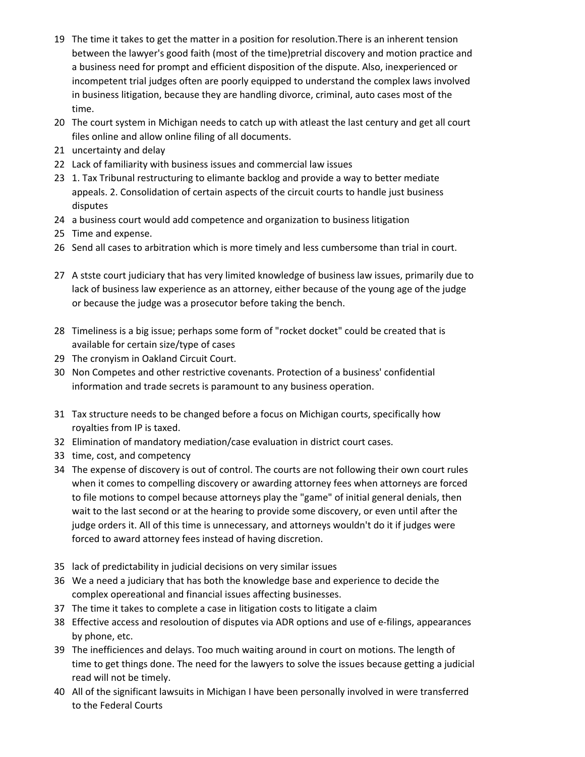19 The time it takes to get the matter in a position for resolution.There is an inherent tension between the lawyer's good faith (most of the time)pretrial discovery and motion practice and a business need for prompt and efficient disposition of the dispute. Also, inexperienced or incompetent trial judges often are poorly equipped to understand the complex laws involved in business litigation, because they are handling divorce, criminal, auto cases most of the time.

20 The court system in Michigan needs to catch up with atleast the last century and get all court files online and allow online filing of all documents.

21 uncertainty and delay

22 Lack of familiarity with business issues and commercial law issues

23 1. Tax Tribunal restructuring to elimante backlog and provide a way to better mediate appeals. 2. Consolidation of certain aspects of the circuit courts to handle just business disputes

24 a business court would add competence and organization to business litigation

25 Time and expense.

26 Send all cases to arbitration which is more timely and less cumbersome than trial in court.

27 A stste court judiciary that has very limited knowledge of business law issues, primarily due to lack of business law experience as an attorney, either because of the young age of the judge or because the judge was a prosecutor before taking the bench.

28 Timeliness is a big issue; perhaps some form of "rocket docket" could be created that is available for certain size/type of cases

29 The cronyism in Oakland Circuit Court.

30 Non Competes and other restrictive covenants. Protection of a business' confidential information and trade secrets is paramount to any business operation.

31 Tax structure needs to be changed before a focus on Michigan courts, specifically how royalties from IP is taxed.

32 Elimination of mandatory mediation/case evaluation in district court cases.

33 time, cost, and competency

34 The expense of discovery is out of control. The courts are not following their own court rules when it comes to compelling discovery or awarding attorney fees when attorneys are forced to file motions to compel because attorneys play the "game" of initial general denials, then wait to the last second or at the hearing to provide some discovery, or even until after the judge orders it. All of this time is unnecessary, and attorneys wouldn't do it if judges were forced to award attorney fees instead of having discretion.

35 lack of predictability in judicial decisions on very similar issues

36 We a need a judiciary that has both the knowledge base and experience to decide the complex opereational and financial issues affecting businesses.

37 The time it takes to complete a case in litigation costs to litigate a claim

38 Effective access and resoloution of disputes via ADR options and use of e-filings, appearances by phone, etc.

39 The inefficiences and delays. Too much waiting around in court on motions. The length of time to get things done. The need for the lawyers to solve the issues because getting a judicial read will not be timely.

40 All of the significant lawsuits in Michigan I have been personally involved in were transferred to the Federal Courts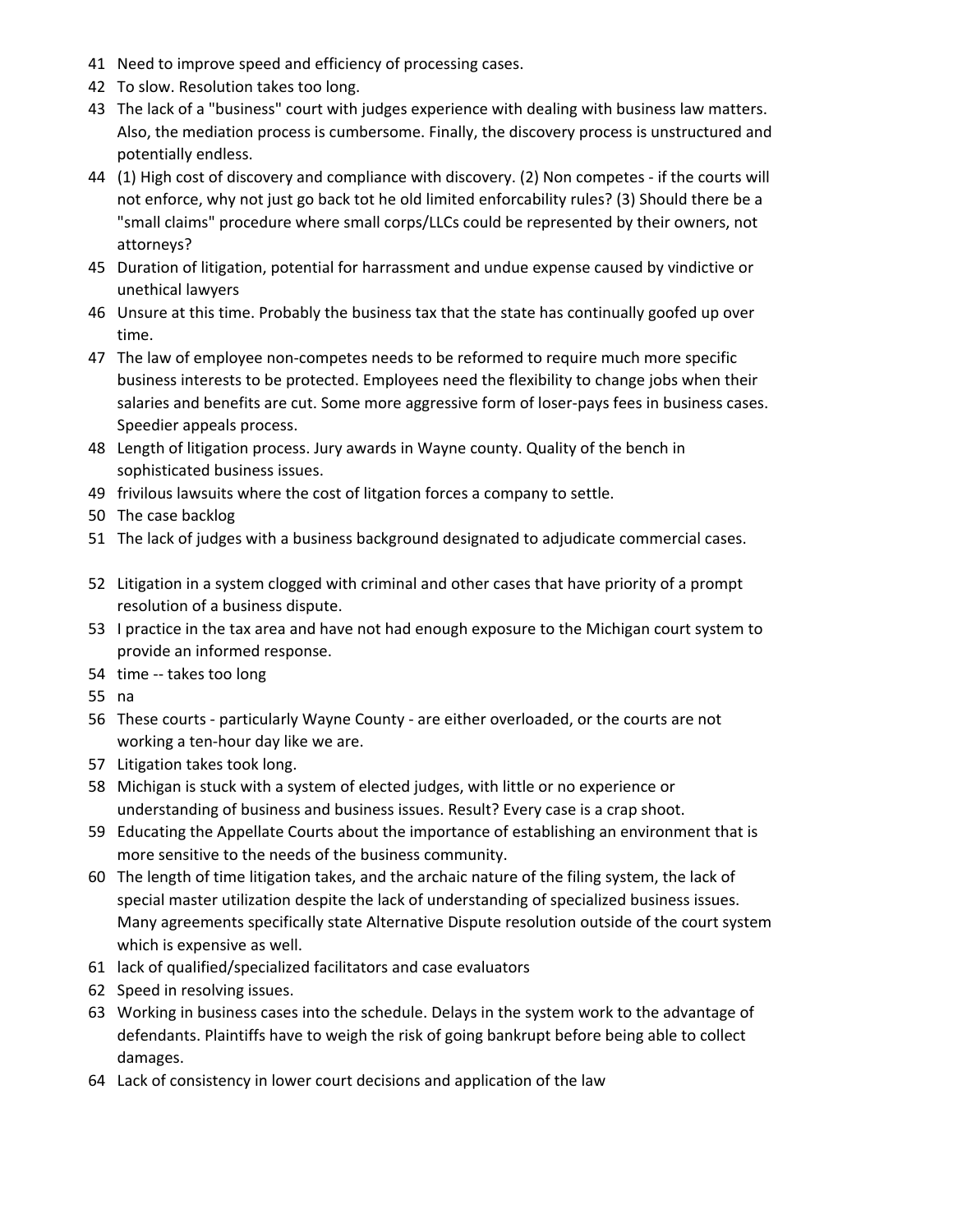41 Need to improve speed and efficiency of processing cases.

42 To slow. Resolution takes too long.

43 The lack of a "business" court with judges experience with dealing with business law matters. Also, the mediation process is cumbersome. Finally, the discovery process is unstructured and potentially endless.

44 (1) High cost of discovery and compliance with discovery. (2) Non competes - if the courts will not enforce, why not just go back tot he old limited enforcability rules? (3) Should there be a "small claims" procedure where small corps/LLCs could be represented by their owners, not attorneys?

45 Duration of litigation, potential for harrassment and undue expense caused by vindictive or unethical lawyers

46 Unsure at this time. Probably the business tax that the state has continually goofed up over time.

47 The law of employee non-competes needs to be reformed to require much more specific business interests to be protected. Employees need the flexibility to change jobs when their salaries and benefits are cut. Some more aggressive form of loser-pays fees in business cases. Speedier appeals process.

48 Length of litigation process. Jury awards in Wayne county. Quality of the bench in sophisticated business issues.

49 frivilous lawsuits where the cost of litgation forces a company to settle.

50 The case backlog

51 The lack of judges with a business background designated to adjudicate commercial cases.

52 Litigation in a system clogged with criminal and other cases that have priority of a prompt resolution of a business dispute.

53 I practice in the tax area and have not had enough exposure to the Michigan court system to provide an informed response.

54 time -- takes too long

55 na

56 These courts - particularly Wayne County - are either overloaded, or the courts are not working a ten-hour day like we are.

57 Litigation takes took long.

58 Michigan is stuck with a system of elected judges, with little or no experience or understanding of business and business issues. Result? Every case is a crap shoot.

59 Educating the Appellate Courts about the importance of establishing an environment that is more sensitive to the needs of the business community.

60 The length of time litigation takes, and the archaic nature of the filing system, the lack of special master utilization despite the lack of understanding of specialized business issues. Many agreements specifically state Alternative Dispute resolution outside of the court system which is expensive as well.

61 lack of qualified/specialized facilitators and case evaluators

62 Speed in resolving issues.

63 Working in business cases into the schedule. Delays in the system work to the advantage of defendants. Plaintiffs have to weigh the risk of going bankrupt before being able to collect damages.

64 Lack of consistency in lower court decisions and application of the law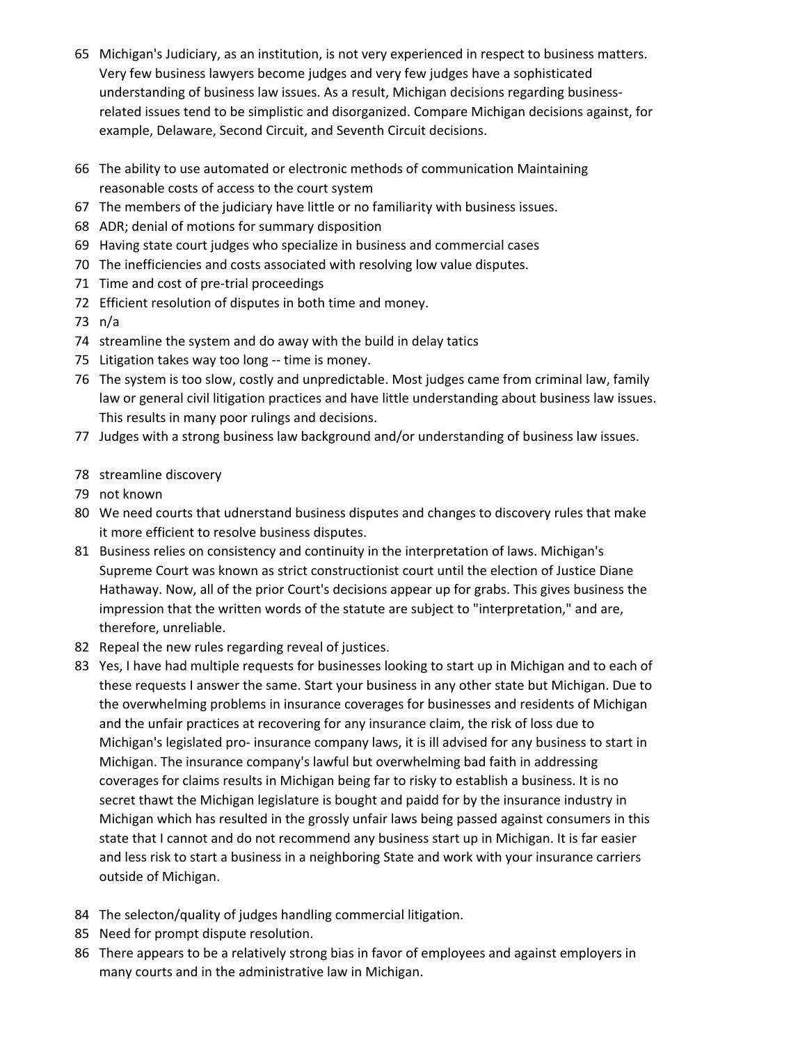65 Michigan's Judiciary, as an institution, is not very experienced in respect to business matters. Very few business lawyers become judges and very few judges have a sophisticated understanding of business law issues. As a result, Michigan decisions regarding business-related issues tend to be simplistic and disorganized. Compare Michigan decisions against, for example, Delaware, Second Circuit, and Seventh Circuit decisions.

66 The ability to use automated or electronic methods of communication Maintaining reasonable costs of access to the court system

67 The members of the judiciary have little or no familiarity with business issues.

68 ADR; denial of motions for summary disposition

69 Having state court judges who specialize in business and commercial cases

70 The inefficiencies and costs associated with resolving low value disputes.

71 Time and cost of pre-trial proceedings

72 Efficient resolution of disputes in both time and money.

73 n/a

74 streamline the system and do away with the build in delay tatics

75 Litigation takes way too long -- time is money.

76 The system is too slow, costly and unpredictable. Most judges came from criminal law, family law or general civil litigation practices and have little understanding about business law issues. This results in many poor rulings and decisions.

77 Judges with a strong business law background and/or understanding of business law issues.

78 streamline discovery

79 not known

80 We need courts that udnerstand business disputes and changes to discovery rules that make it more efficient to resolve business disputes.

81 Business relies on consistency and continuity in the interpretation of laws. Michigan's Supreme Court was known as strict constructionist court until the election of Justice Diane Hathaway. Now, all of the prior Court's decisions appear up for grabs. This gives business the impression that the written words of the statute are subject to "interpretation," and are, therefore, unreliable.

82 Repeal the new rules regarding reveal of justices.

83 Yes, I have had multiple requests for businesses looking to start up in Michigan and to each of these requests I answer the same. Start your business in any other state but Michigan. Due to the overwhelming problems in insurance coverages for businesses and residents of Michigan and the unfair practices at recovering for any insurance claim, the risk of loss due to Michigan's legislated pro- insurance company laws, it is ill advised for any business to start in Michigan. The insurance company's lawful but overwhelming bad faith in addressing coverages for claims results in Michigan being far to risky to establish a business. It is no secret thawt the Michigan legislature is bought and paidd for by the insurance industry in Michigan which has resulted in the grossly unfair laws being passed against consumers in this state that I cannot and do not recommend any business start up in Michigan. It is far easier and less risk to start a business in a neighboring State and work with your insurance carriers outside of Michigan.

84 The selecton/quality of judges handling commercial litigation.

85 Need for prompt dispute resolution.

86 There appears to be a relatively strong bias in favor of employees and against employers in many courts and in the administrative law in Michigan.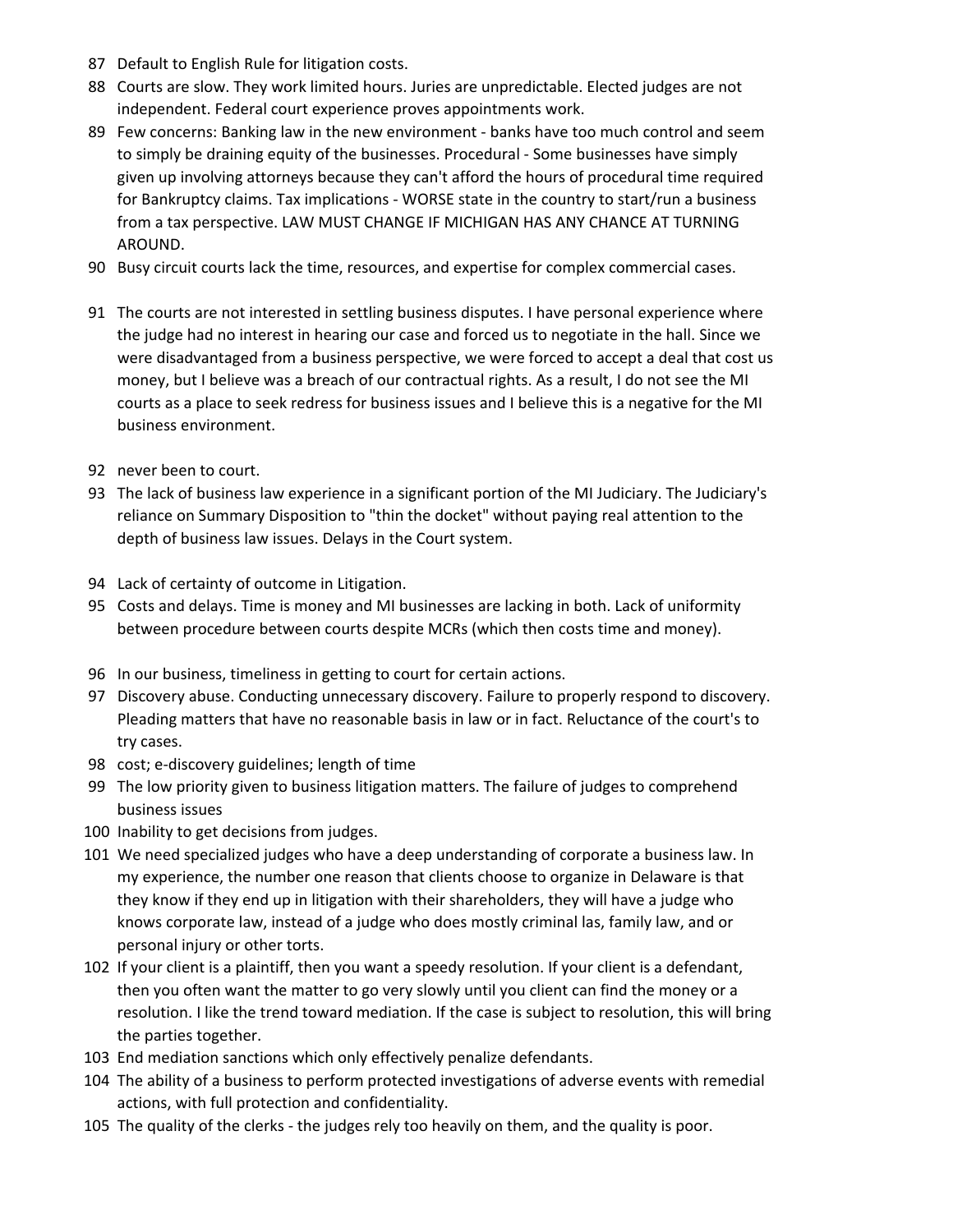87 Default to English Rule for litigation costs.

88 Courts are slow. They work limited hours. Juries are unpredictable. Elected judges are not independent. Federal court experience proves appointments work.

89 Few concerns: Banking law in the new environment - banks have too much control and seem to simply be draining equity of the businesses. Procedural - Some businesses have simply given up involving attorneys because they can't afford the hours of procedural time required for Bankruptcy claims. Tax implications - WORSE state in the country to start/run a business from a tax perspective. LAW MUST CHANGE IF MICHIGAN HAS ANY CHANCE AT TURNING AROUND.

90 Busy circuit courts lack the time, resources, and expertise for complex commercial cases.

91 The courts are not interested in settling business disputes. I have personal experience where the judge had no interest in hearing our case and forced us to negotiate in the hall. Since we were disadvantaged from a business perspective, we were forced to accept a deal that cost us money, but I believe was a breach of our contractual rights. As a result, I do not see the MI courts as a place to seek redress for business issues and I believe this is a negative for the MI business environment.

92 never been to court.

93 The lack of business law experience in a significant portion of the MI Judiciary. The Judiciary's reliance on Summary Disposition to "thin the docket" without paying real attention to the depth of business law issues. Delays in the Court system.

94 Lack of certainty of outcome in Litigation.

95 Costs and delays. Time is money and MI businesses are lacking in both. Lack of uniformity between procedure between courts despite MCRs (which then costs time and money).

96 In our business, timeliness in getting to court for certain actions.

97 Discovery abuse. Conducting unnecessary discovery. Failure to properly respond to discovery. Pleading matters that have no reasonable basis in law or in fact. Reluctance of the court's to try cases.

98 cost; e-discovery guidelines; length of time

99 The low priority given to business litigation matters. The failure of judges to comprehend business issues

100 Inability to get decisions from judges.

101 We need specialized judges who have a deep understanding of corporate a business law. In my experience, the number one reason that clients choose to organize in Delaware is that they know if they end up in litigation with their shareholders, they will have a judge who knows corporate law, instead of a judge who does mostly criminal las, family law, and or personal injury or other torts.

102 If your client is a plaintiff, then you want a speedy resolution. If your client is a defendant, then you often want the matter to go very slowly until you client can find the money or a resolution. I like the trend toward mediation. If the case is subject to resolution, this will bring the parties together.

103 End mediation sanctions which only effectively penalize defendants.

104 The ability of a business to perform protected investigations of adverse events with remedial actions, with full protection and confidentiality.

105 The quality of the clerks - the judges rely too heavily on them, and the quality is poor.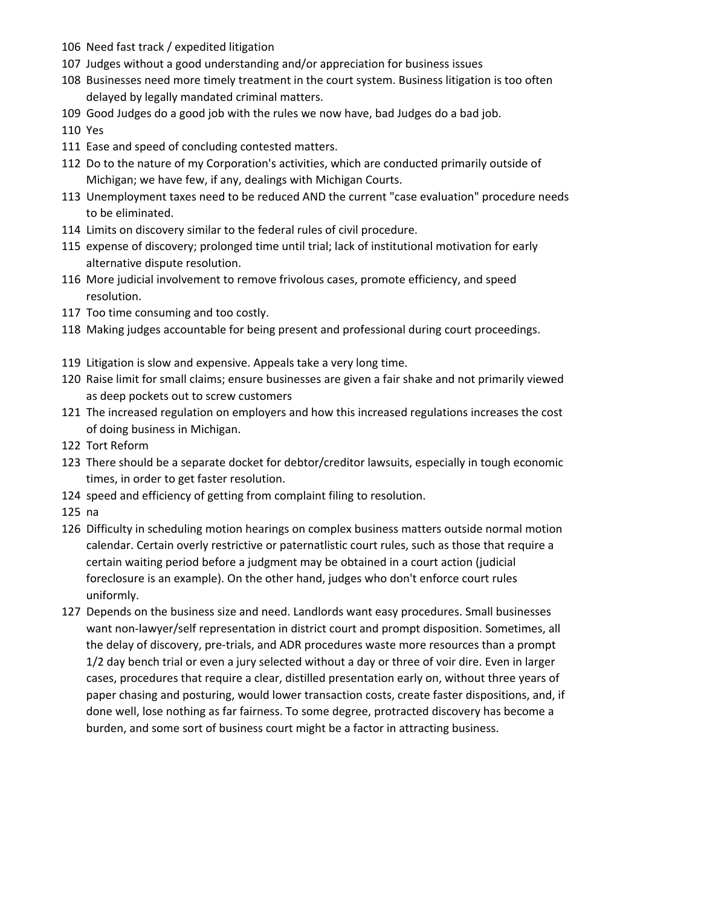106 Need fast track / expedited litigation

107 Judges without a good understanding and/or appreciation for business issues

108 Businesses need more timely treatment in the court system. Business litigation is too often delayed by legally mandated criminal matters.

109 Good Judges do a good job with the rules we now have, bad Judges do a bad job.

110 Yes

111 Ease and speed of concluding contested matters.

112 Do to the nature of my Corporation's activities, which are conducted primarily outside of Michigan; we have few, if any, dealings with Michigan Courts.

113 Unemployment taxes need to be reduced AND the current "case evaluation" procedure needs to be eliminated.

114 Limits on discovery similar to the federal rules of civil procedure.

115 expense of discovery; prolonged time until trial; lack of institutional motivation for early alternative dispute resolution.

116 More judicial involvement to remove frivolous cases, promote efficiency, and speed resolution.

117 Too time consuming and too costly.

118 Making judges accountable for being present and professional during court proceedings.

119 Litigation is slow and expensive. Appeals take a very long time.

120 Raise limit for small claims; ensure businesses are given a fair shake and not primarily viewed as deep pockets out to screw customers

121 The increased regulation on employers and how this increased regulations increases the cost of doing business in Michigan.

122 Tort Reform

123 There should be a separate docket for debtor/creditor lawsuits, especially in tough economic times, in order to get faster resolution.

124 speed and efficiency of getting from complaint filing to resolution.

125 na

126 Difficulty in scheduling motion hearings on complex business matters outside normal motion calendar. Certain overly restrictive or paternatlistic court rules, such as those that require a certain waiting period before a judgment may be obtained in a court action (judicial foreclosure is an example). On the other hand, judges who don't enforce court rules uniformly.

127 Depends on the business size and need. Landlords want easy procedures. Small businesses want non-lawyer/self representation in district court and prompt disposition. Sometimes, all the delay of discovery, pre-trials, and ADR procedures waste more resources than a prompt 1/2 day bench trial or even a jury selected without a day or three of voir dire. Even in larger cases, procedures that require a clear, distilled presentation early on, without three years of paper chasing and posturing, would lower transaction costs, create faster dispositions, and, if done well, lose nothing as far fairness. To some degree, protracted discovery has become a burden, and some sort of business court might be a factor in attracting business.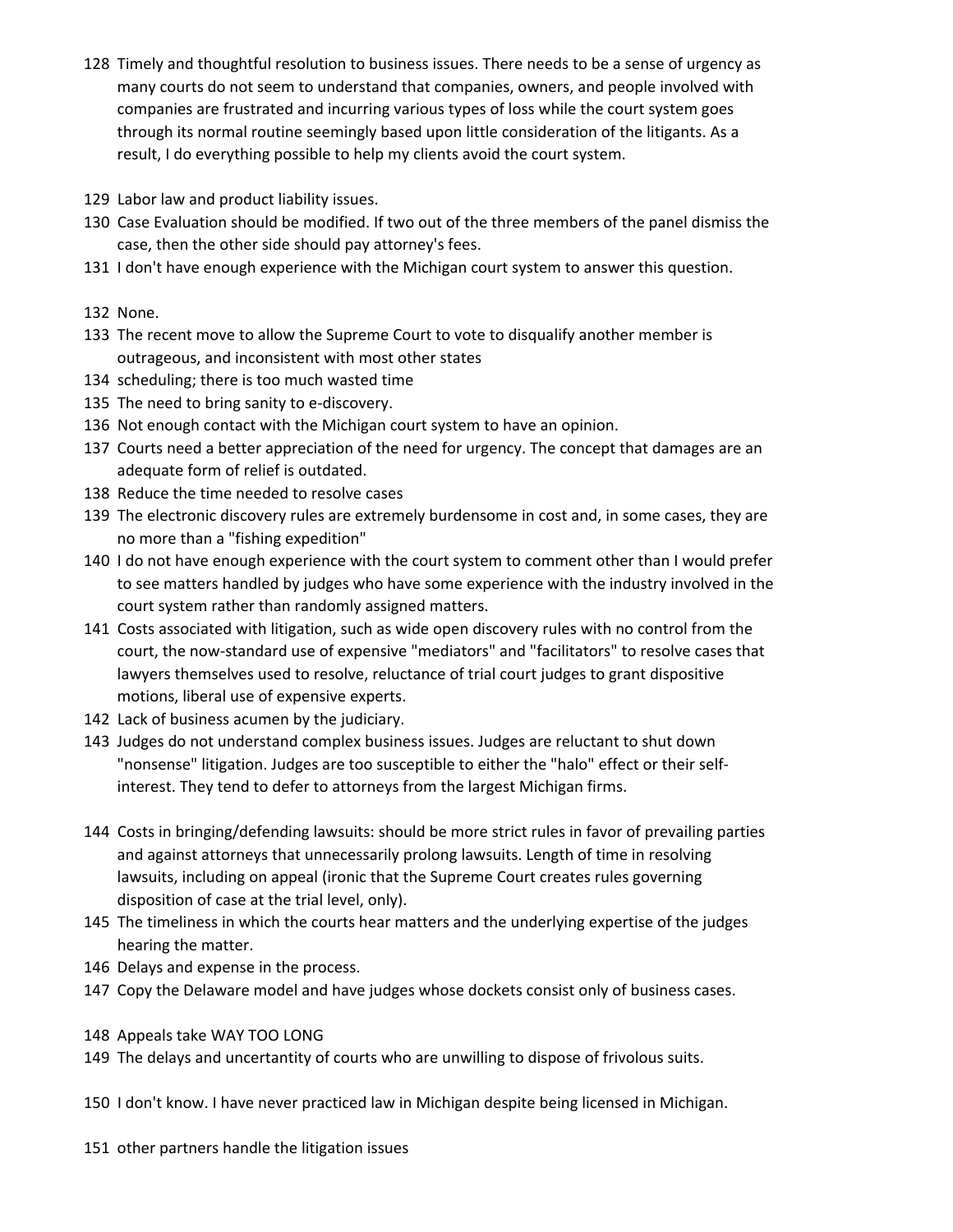128 Timely and thoughtful resolution to business issues. There needs to be a sense of urgency as many courts do not seem to understand that companies, owners, and people involved with companies are frustrated and incurring various types of loss while the court system goes through its normal routine seemingly based upon little consideration of the litigants. As a result, I do everything possible to help my clients avoid the court system.

129 Labor law and product liability issues.

130 Case Evaluation should be modified. If two out of the three members of the panel dismiss the case, then the other side should pay attorney's fees.

131 I don't have enough experience with the Michigan court system to answer this question.

132 None.

133 The recent move to allow the Supreme Court to vote to disqualify another member is outrageous, and inconsistent with most other states

134 scheduling; there is too much wasted time

135 The need to bring sanity to e-discovery.

136 Not enough contact with the Michigan court system to have an opinion.

137 Courts need a better appreciation of the need for urgency. The concept that damages are an adequate form of relief is outdated.

138 Reduce the time needed to resolve cases

139 The electronic discovery rules are extremely burdensome in cost and, in some cases, they are no more than a "fishing expedition"

140 I do not have enough experience with the court system to comment other than I would prefer to see matters handled by judges who have some experience with the industry involved in the court system rather than randomly assigned matters.

141 Costs associated with litigation, such as wide open discovery rules with no control from the court, the now-standard use of expensive "mediators" and "facilitators" to resolve cases that lawyers themselves used to resolve, reluctance of trial court judges to grant dispositive motions, liberal use of expensive experts.

142 Lack of business acumen by the judiciary.

143 Judges do not understand complex business issues. Judges are reluctant to shut down "nonsense" litigation. Judges are too susceptible to either the "halo" effect or their self-interest. They tend to defer to attorneys from the largest Michigan firms.

144 Costs in bringing/defending lawsuits: should be more strict rules in favor of prevailing parties and against attorneys that unnecessarily prolong lawsuits. Length of time in resolving lawsuits, including on appeal (ironic that the Supreme Court creates rules governing disposition of case at the trial level, only).

145 The timeliness in which the courts hear matters and the underlying expertise of the judges hearing the matter.

146 Delays and expense in the process.

147 Copy the Delaware model and have judges whose dockets consist only of business cases.

148 Appeals take WAY TOO LONG

149 The delays and uncertantity of courts who are unwilling to dispose of frivolous suits.

150 I don't know. I have never practiced law in Michigan despite being licensed in Michigan.

151 other partners handle the litigation issues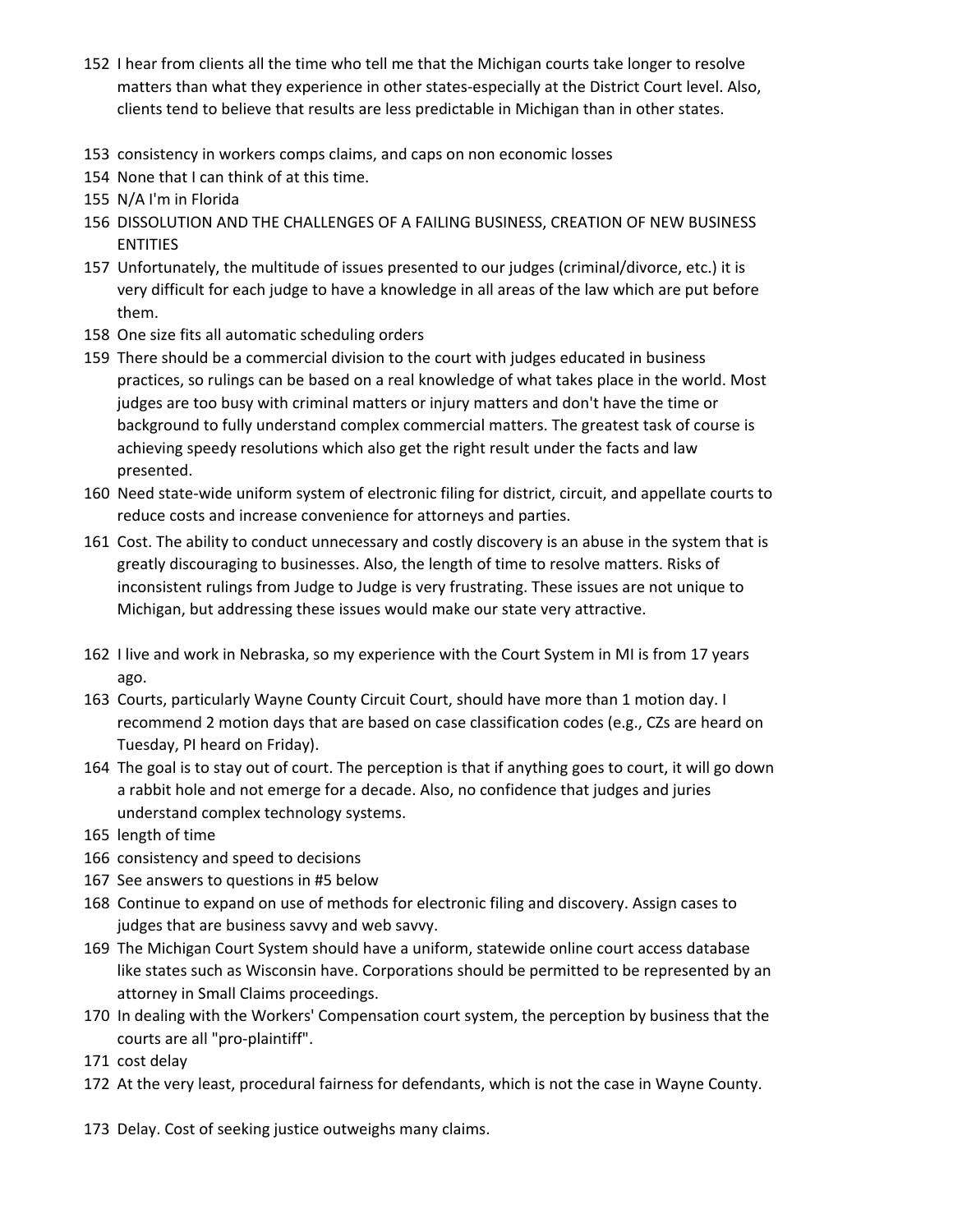152 I hear from clients all the time who tell me that the Michigan courts take longer to resolve matters than what they experience in other states-especially at the District Court level. Also, clients tend to believe that results are less predictable in Michigan than in other states.

153 consistency in workers comps claims, and caps on non economic losses

154 None that I can think of at this time.

155 N/A I'm in Florida

156 DISSOLUTION AND THE CHALLENGES OF A FAILING BUSINESS, CREATION OF NEW BUSINESS ENTITIES

157 Unfortunately, the multitude of issues presented to our judges (criminal/divorce, etc.) it is very difficult for each judge to have a knowledge in all areas of the law which are put before them.

158 One size fits all automatic scheduling orders

159 There should be a commercial division to the court with judges educated in business practices, so rulings can be based on a real knowledge of what takes place in the world. Most judges are too busy with criminal matters or injury matters and don't have the time or background to fully understand complex commercial matters. The greatest task of course is achieving speedy resolutions which also get the right result under the facts and law presented.

160 Need state-wide uniform system of electronic filing for district, circuit, and appellate courts to reduce costs and increase convenience for attorneys and parties.

161 Cost. The ability to conduct unnecessary and costly discovery is an abuse in the system that is greatly discouraging to businesses. Also, the length of time to resolve matters. Risks of inconsistent rulings from Judge to Judge is very frustrating. These issues are not unique to Michigan, but addressing these issues would make our state very attractive.

162 I live and work in Nebraska, so my experience with the Court System in MI is from 17 years ago.

163 Courts, particularly Wayne County Circuit Court, should have more than 1 motion day. I recommend 2 motion days that are based on case classification codes (e.g., CZs are heard on Tuesday, PI heard on Friday).

164 The goal is to stay out of court. The perception is that if anything goes to court, it will go down a rabbit hole and not emerge for a decade. Also, no confidence that judges and juries understand complex technology systems.

165 length of time

166 consistency and speed to decisions

167 See answers to questions in #5 below

168 Continue to expand on use of methods for electronic filing and discovery. Assign cases to judges that are business savvy and web savvy.

169 The Michigan Court System should have a uniform, statewide online court access database like states such as Wisconsin have. Corporations should be permitted to be represented by an attorney in Small Claims proceedings.

170 In dealing with the Workers' Compensation court system, the perception by business that the courts are all "pro-plaintiff".

171 cost delay

172 At the very least, procedural fairness for defendants, which is not the case in Wayne County.

173 Delay. Cost of seeking justice outweighs many claims.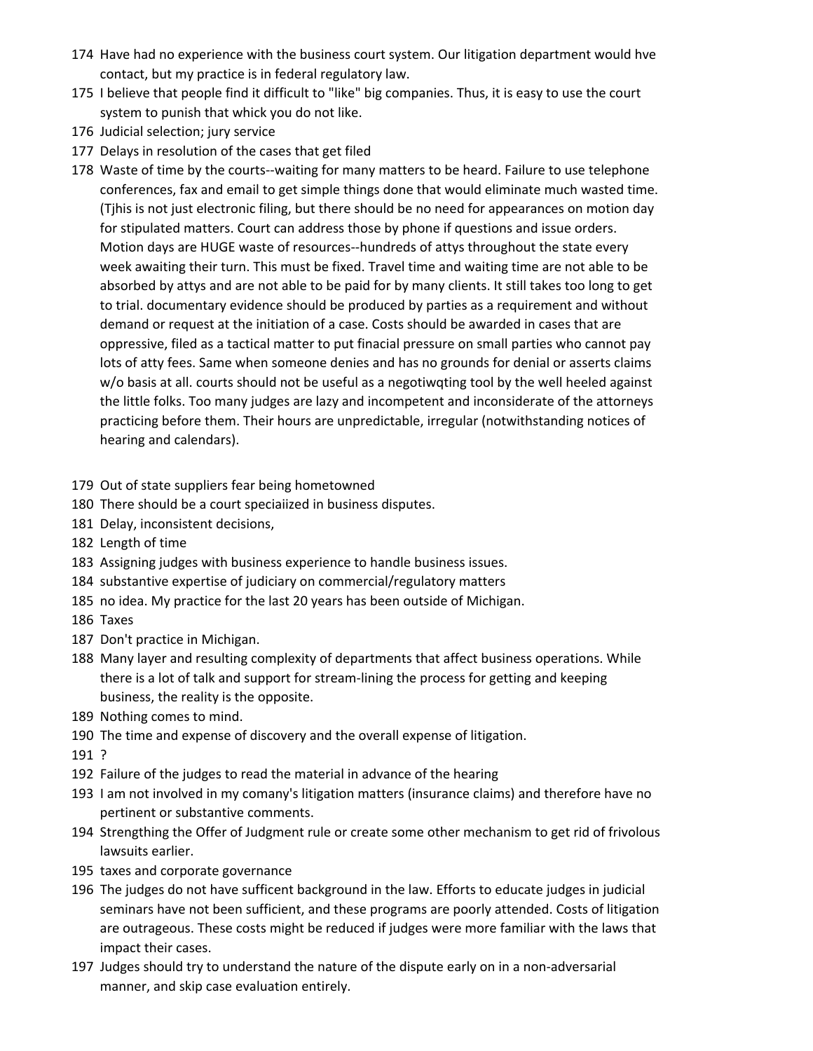174 Have had no experience with the business court system. Our litigation department would hve contact, but my practice is in federal regulatory law.

175 I believe that people find it difficult to "like" big companies. Thus, it is easy to use the court system to punish that whick you do not like.

176 Judicial selection; jury service

177 Delays in resolution of the cases that get filed

178 Waste of time by the courts--waiting for many matters to be heard. Failure to use telephone conferences, fax and email to get simple things done that would eliminate much wasted time. (Tjhis is not just electronic filing, but there should be no need for appearances on motion day for stipulated matters. Court can address those by phone if questions and issue orders. Motion days are HUGE waste of resources--hundreds of attys throughout the state every week awaiting their turn. This must be fixed. Travel time and waiting time are not able to be absorbed by attys and are not able to be paid for by many clients. It still takes too long to get to trial. documentary evidence should be produced by parties as a requirement and without demand or request at the initiation of a case. Costs should be awarded in cases that are oppressive, filed as a tactical matter to put finacial pressure on small parties who cannot pay lots of atty fees. Same when someone denies and has no grounds for denial or asserts claims w/o basis at all. courts should not be useful as a negotiwqting tool by the well heeled against the little folks. Too many judges are lazy and incompetent and inconsiderate of the attorneys practicing before them. Their hours are unpredictable, irregular (notwithstanding notices of hearing and calendars).

179 Out of state suppliers fear being hometowned

180 There should be a court speciaiized in business disputes.

181 Delay, inconsistent decisions,

182 Length of time

183 Assigning judges with business experience to handle business issues.

184 substantive expertise of judiciary on commercial/regulatory matters

185 no idea. My practice for the last 20 years has been outside of Michigan.

186 Taxes

187 Don't practice in Michigan.

188 Many layer and resulting complexity of departments that affect business operations. While there is a lot of talk and support for stream-lining the process for getting and keeping business, the reality is the opposite.

189 Nothing comes to mind.

190 The time and expense of discovery and the overall expense of litigation.

191 ?

192 Failure of the judges to read the material in advance of the hearing

193 I am not involved in my comany's litigation matters (insurance claims) and therefore have no pertinent or substantive comments.

194 Strengthing the Offer of Judgment rule or create some other mechanism to get rid of frivolous lawsuits earlier.

195 taxes and corporate governance

196 The judges do not have sufficent background in the law. Efforts to educate judges in judicial seminars have not been sufficient, and these programs are poorly attended. Costs of litigation are outrageous. These costs might be reduced if judges were more familiar with the laws that impact their cases.

197 Judges should try to understand the nature of the dispute early on in a non-adversarial manner, and skip case evaluation entirely.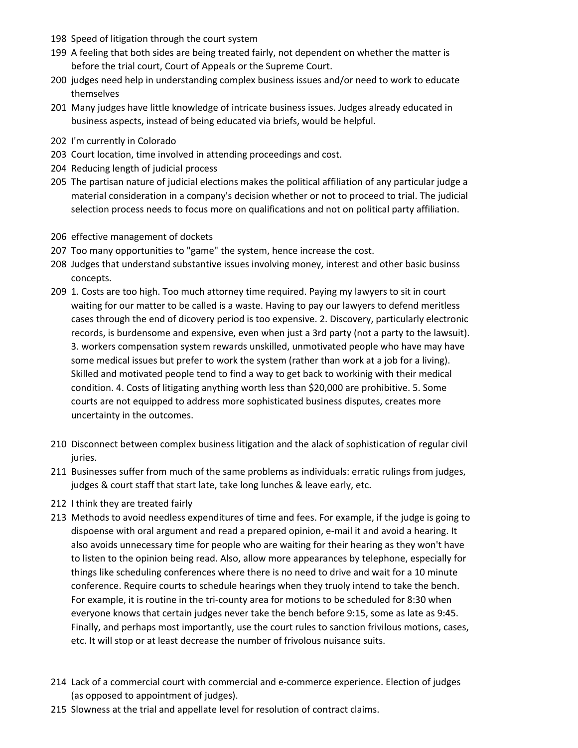198 Speed of litigation through the court system

199 A feeling that both sides are being treated fairly, not dependent on whether the matter is before the trial court, Court of Appeals or the Supreme Court.

200 judges need help in understanding complex business issues and/or need to work to educate themselves

201 Many judges have little knowledge of intricate business issues. Judges already educated in business aspects, instead of being educated via briefs, would be helpful.

202 I'm currently in Colorado

203 Court location, time involved in attending proceedings and cost.

204 Reducing length of judicial process

205 The partisan nature of judicial elections makes the political affiliation of any particular judge a material consideration in a company's decision whether or not to proceed to trial. The judicial selection process needs to focus more on qualifications and not on political party affiliation.

206 effective management of dockets

207 Too many opportunities to "game" the system, hence increase the cost.

208 Judges that understand substantive issues involving money, interest and other basic businss concepts.

209 1. Costs are too high. Too much attorney time required. Paying my lawyers to sit in court waiting for our matter to be called is a waste. Having to pay our lawyers to defend meritless cases through the end of dicovery period is too expensive. 2. Discovery, particularly electronic records, is burdensome and expensive, even when just a 3rd party (not a party to the lawsuit). 3. workers compensation system rewards unskilled, unmotivated people who have may have some medical issues but prefer to work the system (rather than work at a job for a living). Skilled and motivated people tend to find a way to get back to workinig with their medical condition. 4. Costs of litigating anything worth less than $20,000 are prohibitive. 5. Some courts are not equipped to address more sophisticated business disputes, creates more uncertainty in the outcomes.

210 Disconnect between complex business litigation and the alack of sophistication of regular civil juries.

211 Businesses suffer from much of the same problems as individuals: erratic rulings from judges, judges & court staff that start late, take long lunches & leave early, etc.

212 I think they are treated fairly

213 Methods to avoid needless expenditures of time and fees. For example, if the judge is going to dispoense with oral argument and read a prepared opinion, e-mail it and avoid a hearing. It also avoids unnecessary time for people who are waiting for their hearing as they won't have to listen to the opinion being read. Also, allow more appearances by telephone, especially for things like scheduling conferences where there is no need to drive and wait for a 10 minute conference. Require courts to schedule hearings when they truoly intend to take the bench. For example, it is routine in the tri-county area for motions to be scheduled for 8:30 when everyone knows that certain judges never take the bench before 9:15, some as late as 9:45. Finally, and perhaps most importantly, use the court rules to sanction frivilous motions, cases, etc. It will stop or at least decrease the number of frivolous nuisance suits.

214 Lack of a commercial court with commercial and e-commerce experience. Election of judges (as opposed to appointment of judges).

215 Slowness at the trial and appellate level for resolution of contract claims.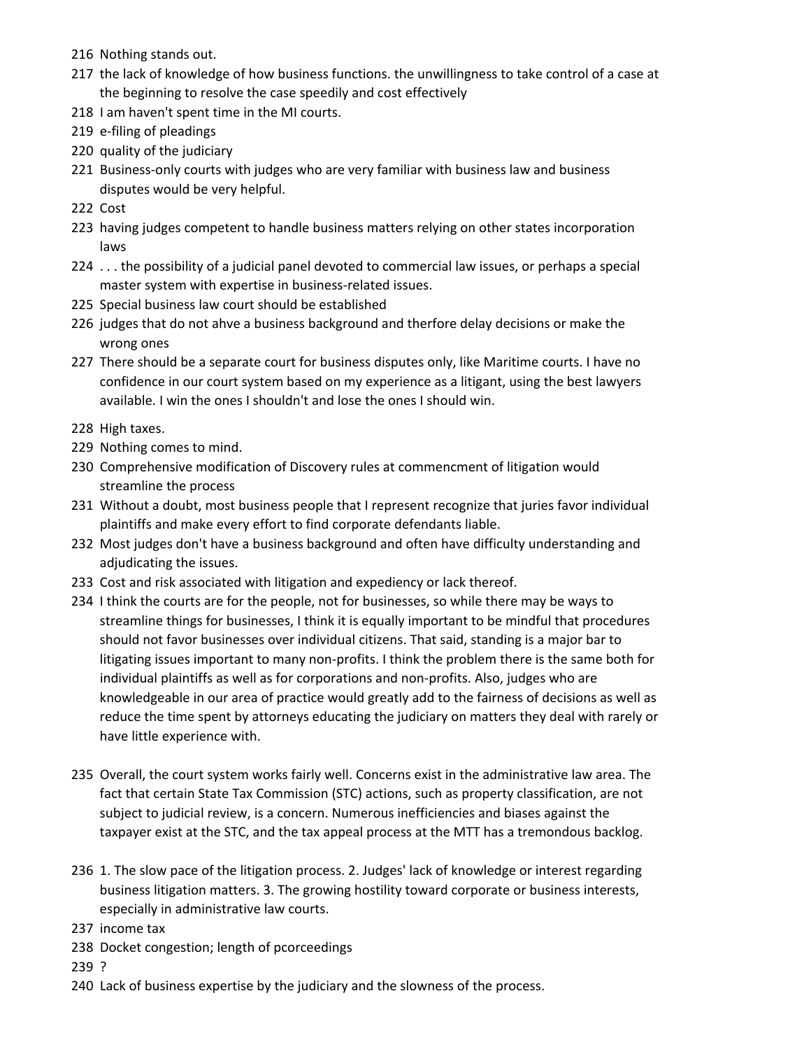216 Nothing stands out.

217 the lack of knowledge of how business functions. the unwillingness to take control of a case at the beginning to resolve the case speedily and cost effectively

218 I am haven't spent time in the MI courts.

219 e-filing of pleadings

220 quality of the judiciary

221 Business-only courts with judges who are very familiar with business law and business disputes would be very helpful.

222 Cost

223 having judges competent to handle business matters relying on other states incorporation laws

224 . . . the possibility of a judicial panel devoted to commercial law issues, or perhaps a special master system with expertise in business-related issues.

225 Special business law court should be established

226 judges that do not ahve a business background and therfore delay decisions or make the wrong ones

227 There should be a separate court for business disputes only, like Maritime courts. I have no confidence in our court system based on my experience as a litigant, using the best lawyers available. I win the ones I shouldn't and lose the ones I should win.

228 High taxes.

229 Nothing comes to mind.

230 Comprehensive modification of Discovery rules at commencment of litigation would streamline the process

231 Without a doubt, most business people that I represent recognize that juries favor individual plaintiffs and make every effort to find corporate defendants liable.

232 Most judges don't have a business background and often have difficulty understanding and adjudicating the issues.

233 Cost and risk associated with litigation and expediency or lack thereof.

234 I think the courts are for the people, not for businesses, so while there may be ways to streamline things for businesses, I think it is equally important to be mindful that procedures should not favor businesses over individual citizens. That said, standing is a major bar to litigating issues important to many non-profits. I think the problem there is the same both for individual plaintiffs as well as for corporations and non-profits. Also, judges who are knowledgeable in our area of practice would greatly add to the fairness of decisions as well as reduce the time spent by attorneys educating the judiciary on matters they deal with rarely or have little experience with.

235 Overall, the court system works fairly well. Concerns exist in the administrative law area. The fact that certain State Tax Commission (STC) actions, such as property classification, are not subject to judicial review, is a concern. Numerous inefficiencies and biases against the taxpayer exist at the STC, and the tax appeal process at the MTT has a tremondous backlog.

236 1. The slow pace of the litigation process. 2. Judges' lack of knowledge or interest regarding business litigation matters. 3. The growing hostility toward corporate or business interests, especially in administrative law courts.

237 income tax

238 Docket congestion; length of pcorceedings

239 ?

240 Lack of business expertise by the judiciary and the slowness of the process.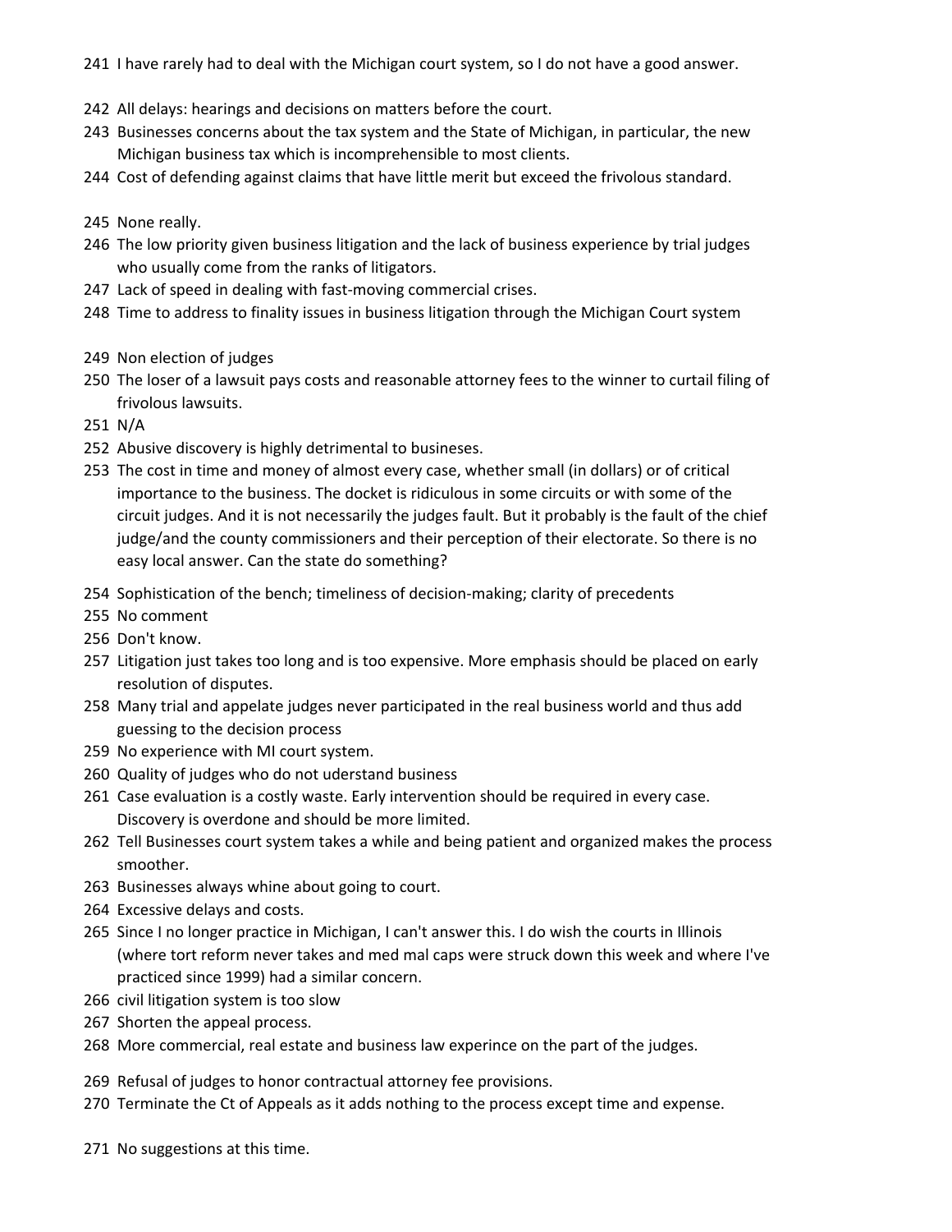241 I have rarely had to deal with the Michigan court system, so I do not have a good answer.

242 All delays: hearings and decisions on matters before the court.

243 Businesses concerns about the tax system and the State of Michigan, in particular, the new Michigan business tax which is incomprehensible to most clients.

244 Cost of defending against claims that have little merit but exceed the frivolous standard.

245 None really.

246 The low priority given business litigation and the lack of business experience by trial judges who usually come from the ranks of litigators.

247 Lack of speed in dealing with fast-moving commercial crises.

248 Time to address to finality issues in business litigation through the Michigan Court system

249 Non election of judges

250 The loser of a lawsuit pays costs and reasonable attorney fees to the winner to curtail filing of frivolous lawsuits.

251 N/A

252 Abusive discovery is highly detrimental to busineses.

253 The cost in time and money of almost every case, whether small (in dollars) or of critical importance to the business. The docket is ridiculous in some circuits or with some of the circuit judges. And it is not necessarily the judges fault. But it probably is the fault of the chief judge/and the county commissioners and their perception of their electorate. So there is no easy local answer. Can the state do something?

254 Sophistication of the bench; timeliness of decision-making; clarity of precedents

255 No comment

256 Don't know.

257 Litigation just takes too long and is too expensive. More emphasis should be placed on early resolution of disputes.

258 Many trial and appelate judges never participated in the real business world and thus add guessing to the decision process

259 No experience with MI court system.

260 Quality of judges who do not uderstand business

261 Case evaluation is a costly waste. Early intervention should be required in every case. Discovery is overdone and should be more limited.

262 Tell Businesses court system takes a while and being patient and organized makes the process smoother.

263 Businesses always whine about going to court.

264 Excessive delays and costs.

265 Since I no longer practice in Michigan, I can't answer this. I do wish the courts in Illinois (where tort reform never takes and med mal caps were struck down this week and where I've practiced since 1999) had a similar concern.

266 civil litigation system is too slow

267 Shorten the appeal process.

268 More commercial, real estate and business law experince on the part of the judges.

269 Refusal of judges to honor contractual attorney fee provisions.

270 Terminate the Ct of Appeals as it adds nothing to the process except time and expense.

271 No suggestions at this time.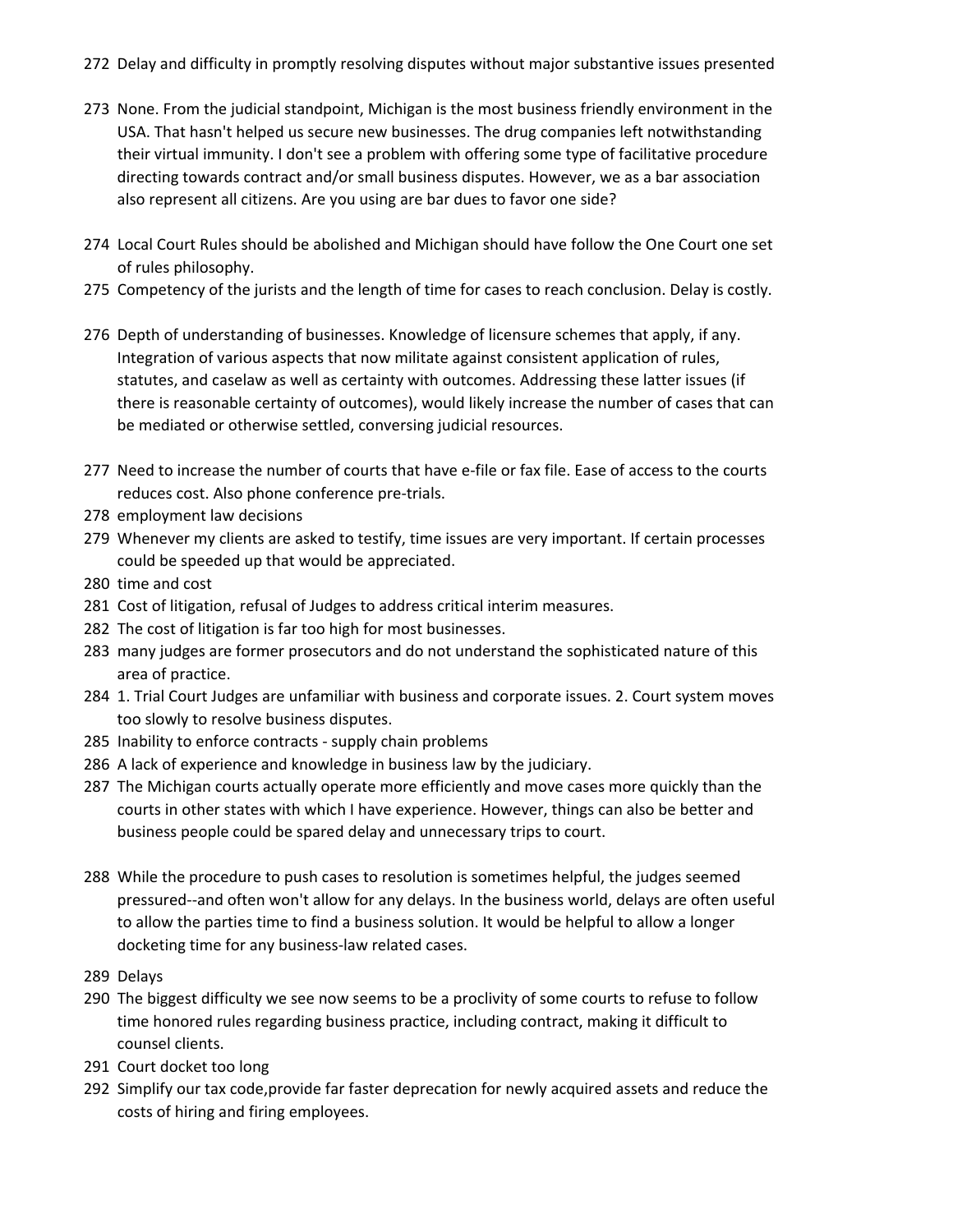272 Delay and difficulty in promptly resolving disputes without major substantive issues presented

273 None. From the judicial standpoint, Michigan is the most business friendly environment in the USA. That hasn't helped us secure new businesses. The drug companies left notwithstanding their virtual immunity. I don't see a problem with offering some type of facilitative procedure directing towards contract and/or small business disputes. However, we as a bar association also represent all citizens. Are you using are bar dues to favor one side?

274 Local Court Rules should be abolished and Michigan should have follow the One Court one set of rules philosophy.

275 Competency of the jurists and the length of time for cases to reach conclusion. Delay is costly.

276 Depth of understanding of businesses. Knowledge of licensure schemes that apply, if any. Integration of various aspects that now militate against consistent application of rules, statutes, and caselaw as well as certainty with outcomes. Addressing these latter issues (if there is reasonable certainty of outcomes), would likely increase the number of cases that can be mediated or otherwise settled, conversing judicial resources.

277 Need to increase the number of courts that have e-file or fax file. Ease of access to the courts reduces cost. Also phone conference pre-trials.

278 employment law decisions

279 Whenever my clients are asked to testify, time issues are very important. If certain processes could be speeded up that would be appreciated.

280 time and cost

281 Cost of litigation, refusal of Judges to address critical interim measures.

282 The cost of litigation is far too high for most businesses.

283 many judges are former prosecutors and do not understand the sophisticated nature of this area of practice.

284 1. Trial Court Judges are unfamiliar with business and corporate issues. 2. Court system moves too slowly to resolve business disputes.

285 Inability to enforce contracts - supply chain problems

286 A lack of experience and knowledge in business law by the judiciary.

287 The Michigan courts actually operate more efficiently and move cases more quickly than the courts in other states with which I have experience. However, things can also be better and business people could be spared delay and unnecessary trips to court.

288 While the procedure to push cases to resolution is sometimes helpful, the judges seemed pressured--and often won't allow for any delays. In the business world, delays are often useful to allow the parties time to find a business solution. It would be helpful to allow a longer docketing time for any business-law related cases.

289 Delays

290 The biggest difficulty we see now seems to be a proclivity of some courts to refuse to follow time honored rules regarding business practice, including contract, making it difficult to counsel clients.

291 Court docket too long

292 Simplify our tax code,provide far faster deprecation for newly acquired assets and reduce the costs of hiring and firing employees.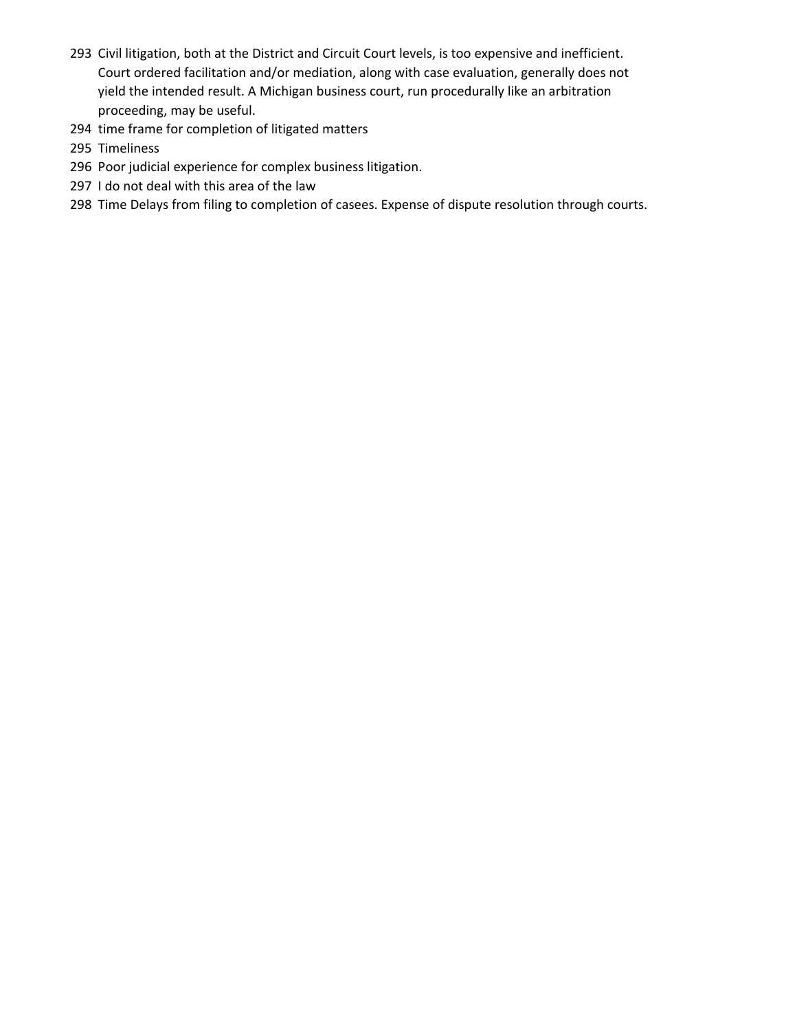293 Civil litigation, both at the District and Circuit Court levels, is too expensive and inefficient. Court ordered facilitation and/or mediation, along with case evaluation, generally does not yield the intended result. A Michigan business court, run procedurally like an arbitration proceeding, may be useful.

294 time frame for completion of litigated matters

295 Timeliness

296 Poor judicial experience for complex business litigation.

297 I do not deal with this area of the law

298 Time Delays from filing to completion of casees. Expense of dispute resolution through courts.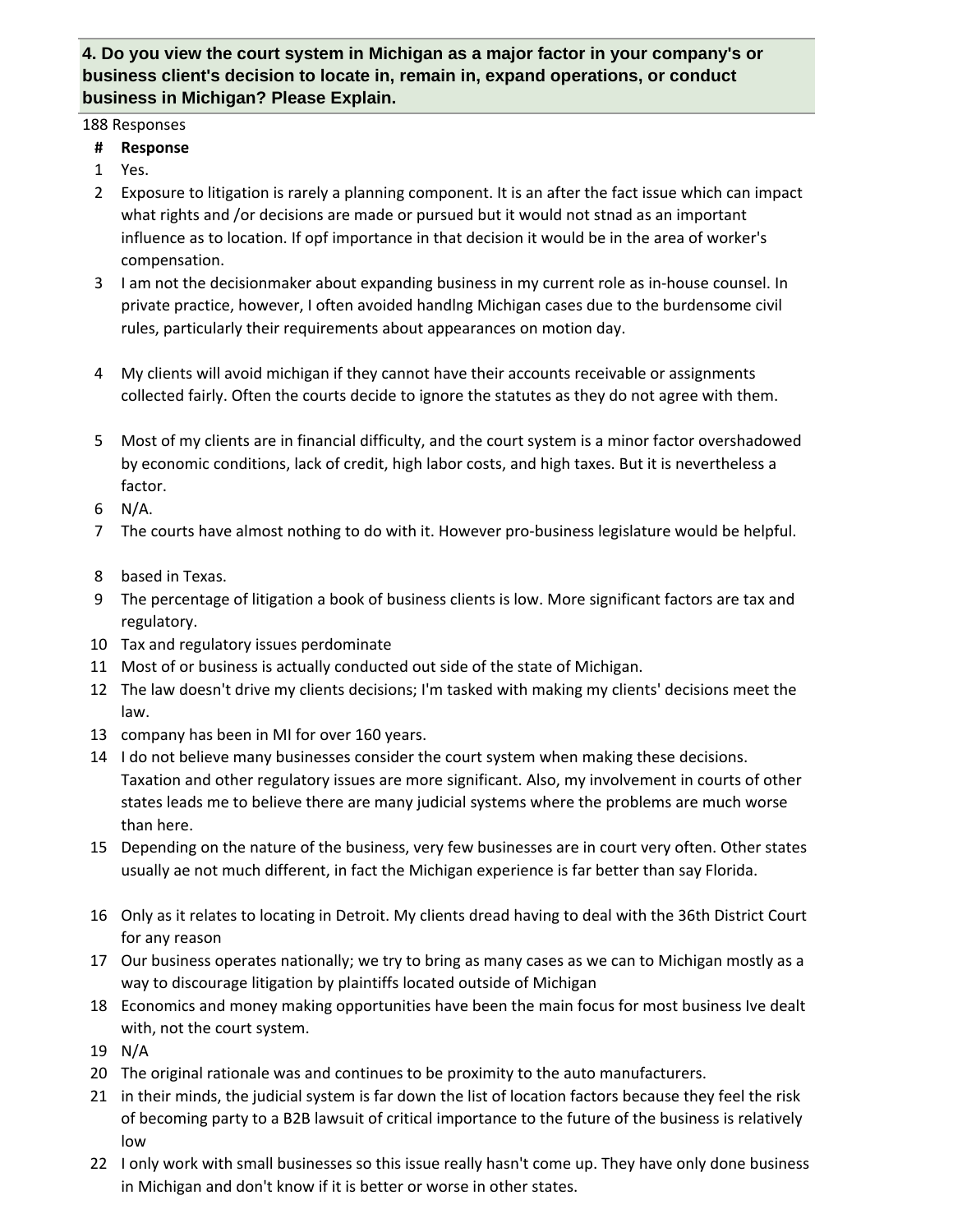### 4. Do you view the court system in Michigan as a major factor in your company's or business client's decision to locate in, remain in, expand operations, or conduct business in Michigan? Please Explain.

188 Responses

| # | Response |
|---|---|
| 1 | Yes. |
| 2 | Exposure to litigation is rarely a planning component. It is an after the fact issue which can impact what rights and /or decisions are made or pursued but it would not stnad as an important influence as to location. If opf importance in that decision it would be in the area of worker's compensation. |
| 3 | I am not the decisionmaker about expanding business in my current role as in-house counsel. In private practice, however, I often avoided handlng Michigan cases due to the burdensome civil rules, particularly their requirements about appearances on motion day. |
| 4 | My clients will avoid michigan if they cannot have their accounts receivable or assignments collected fairly. Often the courts decide to ignore the statutes as they do not agree with them. |
| 5 | Most of my clients are in financial difficulty, and the court system is a minor factor overshadowed by economic conditions, lack of credit, high labor costs, and high taxes. But it is nevertheless a factor. |
| 6 | N/A. |
| 7 | The courts have almost nothing to do with it. However pro-business legislature would be helpful. |
| 8 | based in Texas. |
| 9 | The percentage of litigation a book of business clients is low. More significant factors are tax and regulatory. |
| 10 | Tax and regulatory issues perdominate |
| 11 | Most of or business is actually conducted out side of the state of Michigan. |
| 12 | The law doesn't drive my clients decisions; I'm tasked with making my clients' decisions meet the law. |
| 13 | company has been in MI for over 160 years. |
| 14 | I do not believe many businesses consider the court system when making these decisions. Taxation and other regulatory issues are more significant. Also, my involvement in courts of other states leads me to believe there are many judicial systems where the problems are much worse than here. |
| 15 | Depending on the nature of the business, very few businesses are in court very often. Other states usually ae not much different, in fact the Michigan experience is far better than say Florida. |
| 16 | Only as it relates to locating in Detroit. My clients dread having to deal with the 36th District Court for any reason |
| 17 | Our business operates nationally; we try to bring as many cases as we can to Michigan mostly as a way to discourage litigation by plaintiffs located outside of Michigan |
| 18 | Economics and money making opportunities have been the main focus for most business Ive dealt with, not the court system. |
| 19 | N/A |
| 20 | The original rationale was and continues to be proximity to the auto manufacturers. |
| 21 | in their minds, the judicial system is far down the list of location factors because they feel the risk of becoming party to a B2B lawsuit of critical importance to the future of the business is relatively low |
| 22 | I only work with small businesses so this issue really hasn't come up. They have only done business in Michigan and don't know if it is better or worse in other states. |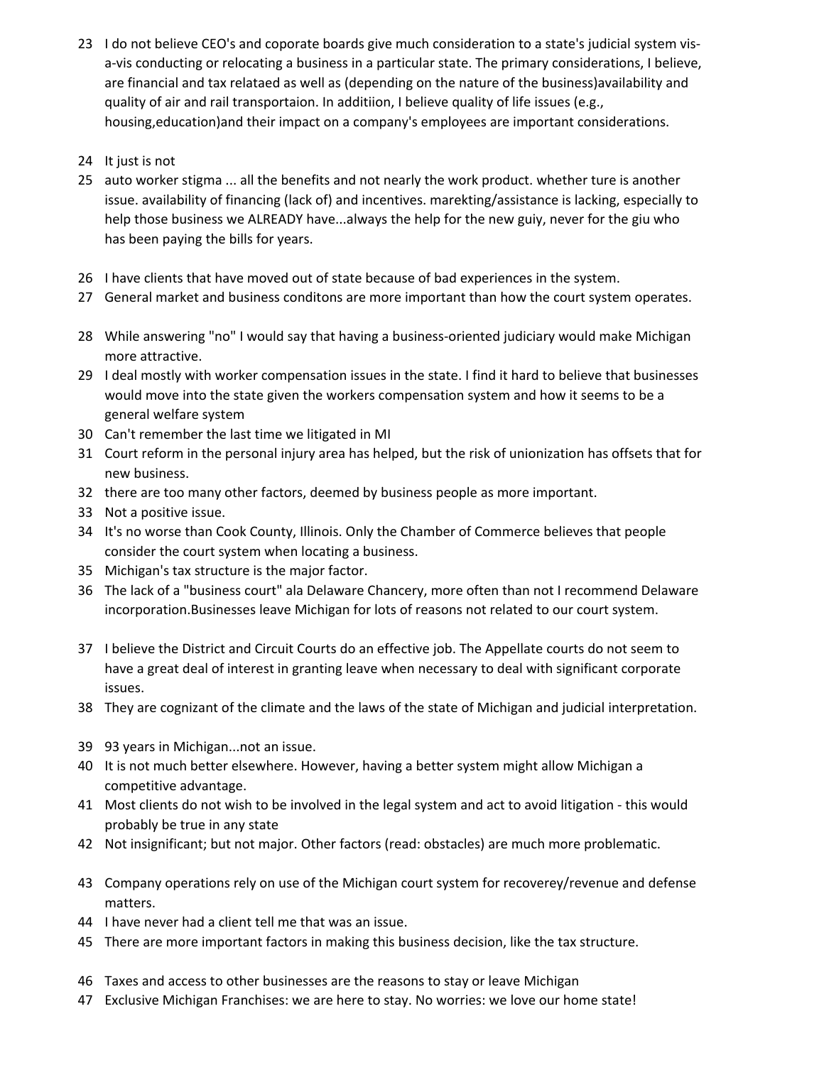23 I do not believe CEO's and coporate boards give much consideration to a state's judicial system vis-a-vis conducting or relocating a business in a particular state. The primary considerations, I believe, are financial and tax relataed as well as (depending on the nature of the business)availability and quality of air and rail transportaion. In additiion, I believe quality of life issues (e.g., housing,education)and their impact on a company's employees are important considerations.

24 It just is not

25 auto worker stigma ... all the benefits and not nearly the work product. whether ture is another issue. availability of financing (lack of) and incentives. marekting/assistance is lacking, especially to help those business we ALREADY have...always the help for the new guiy, never for the giu who has been paying the bills for years.

26 I have clients that have moved out of state because of bad experiences in the system.

27 General market and business conditons are more important than how the court system operates.

28 While answering "no" I would say that having a business-oriented judiciary would make Michigan more attractive.

29 I deal mostly with worker compensation issues in the state. I find it hard to believe that businesses would move into the state given the workers compensation system and how it seems to be a general welfare system

30 Can't remember the last time we litigated in MI

31 Court reform in the personal injury area has helped, but the risk of unionization has offsets that for new business.

32 there are too many other factors, deemed by business people as more important.

33 Not a positive issue.

34 It's no worse than Cook County, Illinois. Only the Chamber of Commerce believes that people consider the court system when locating a business.

35 Michigan's tax structure is the major factor.

36 The lack of a "business court" ala Delaware Chancery, more often than not I recommend Delaware incorporation.Businesses leave Michigan for lots of reasons not related to our court system.

37 I believe the District and Circuit Courts do an effective job. The Appellate courts do not seem to have a great deal of interest in granting leave when necessary to deal with significant corporate issues.

38 They are cognizant of the climate and the laws of the state of Michigan and judicial interpretation.

39 93 years in Michigan...not an issue.

40 It is not much better elsewhere. However, having a better system might allow Michigan a competitive advantage.

41 Most clients do not wish to be involved in the legal system and act to avoid litigation - this would probably be true in any state

42 Not insignificant; but not major. Other factors (read: obstacles) are much more problematic.

43 Company operations rely on use of the Michigan court system for recoverey/revenue and defense matters.

44 I have never had a client tell me that was an issue.

45 There are more important factors in making this business decision, like the tax structure.

46 Taxes and access to other businesses are the reasons to stay or leave Michigan

47 Exclusive Michigan Franchises: we are here to stay. No worries: we love our home state!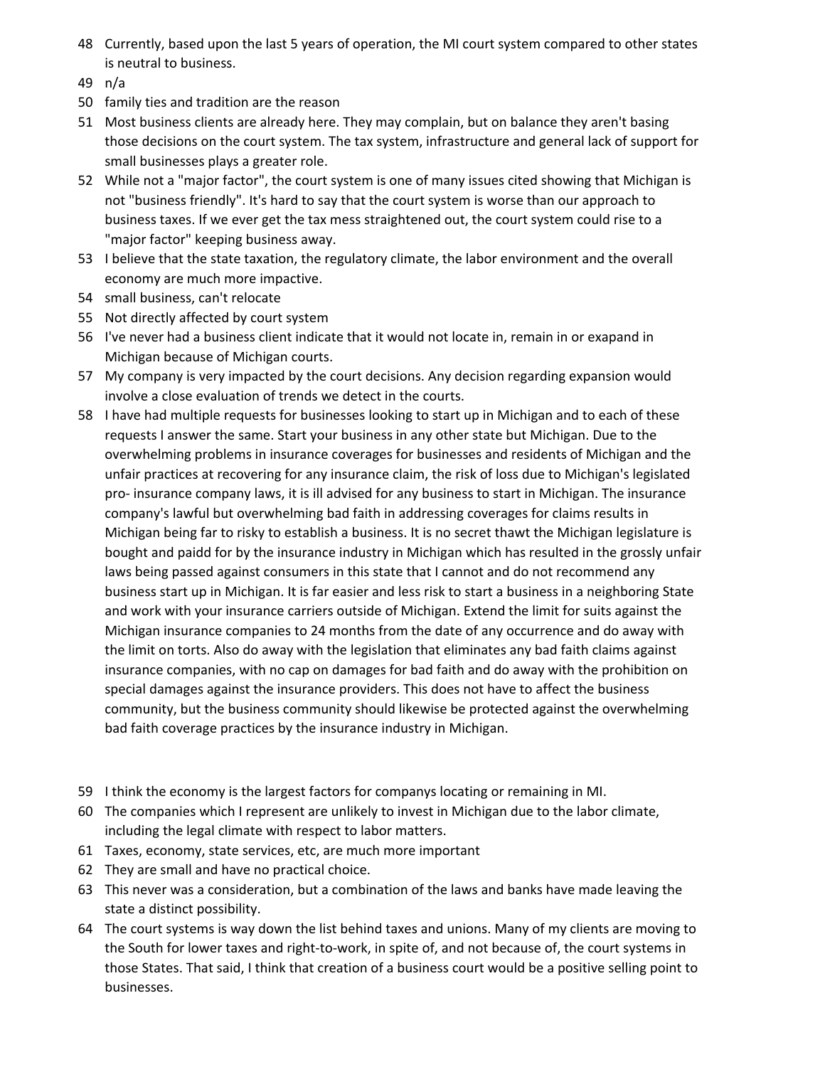48 Currently, based upon the last 5 years of operation, the MI court system compared to other states is neutral to business.

49 n/a

50 family ties and tradition are the reason

51 Most business clients are already here. They may complain, but on balance they aren't basing those decisions on the court system. The tax system, infrastructure and general lack of support for small businesses plays a greater role.

52 While not a "major factor", the court system is one of many issues cited showing that Michigan is not "business friendly". It's hard to say that the court system is worse than our approach to business taxes. If we ever get the tax mess straightened out, the court system could rise to a "major factor" keeping business away.

53 I believe that the state taxation, the regulatory climate, the labor environment and the overall economy are much more impactive.

54 small business, can't relocate

55 Not directly affected by court system

56 I've never had a business client indicate that it would not locate in, remain in or exapand in Michigan because of Michigan courts.

57 My company is very impacted by the court decisions. Any decision regarding expansion would involve a close evaluation of trends we detect in the courts.

58 I have had multiple requests for businesses looking to start up in Michigan and to each of these requests I answer the same. Start your business in any other state but Michigan. Due to the overwhelming problems in insurance coverages for businesses and residents of Michigan and the unfair practices at recovering for any insurance claim, the risk of loss due to Michigan's legislated pro- insurance company laws, it is ill advised for any business to start in Michigan. The insurance company's lawful but overwhelming bad faith in addressing coverages for claims results in Michigan being far to risky to establish a business. It is no secret thawt the Michigan legislature is bought and paidd for by the insurance industry in Michigan which has resulted in the grossly unfair laws being passed against consumers in this state that I cannot and do not recommend any business start up in Michigan. It is far easier and less risk to start a business in a neighboring State and work with your insurance carriers outside of Michigan. Extend the limit for suits against the Michigan insurance companies to 24 months from the date of any occurrence and do away with the limit on torts. Also do away with the legislation that eliminates any bad faith claims against insurance companies, with no cap on damages for bad faith and do away with the prohibition on special damages against the insurance providers. This does not have to affect the business community, but the business community should likewise be protected against the overwhelming bad faith coverage practices by the insurance industry in Michigan.

59 I think the economy is the largest factors for companys locating or remaining in MI.

60 The companies which I represent are unlikely to invest in Michigan due to the labor climate, including the legal climate with respect to labor matters.

61 Taxes, economy, state services, etc, are much more important

62 They are small and have no practical choice.

63 This never was a consideration, but a combination of the laws and banks have made leaving the state a distinct possibility.

64 The court systems is way down the list behind taxes and unions. Many of my clients are moving to the South for lower taxes and right-to-work, in spite of, and not because of, the court systems in those States. That said, I think that creation of a business court would be a positive selling point to businesses.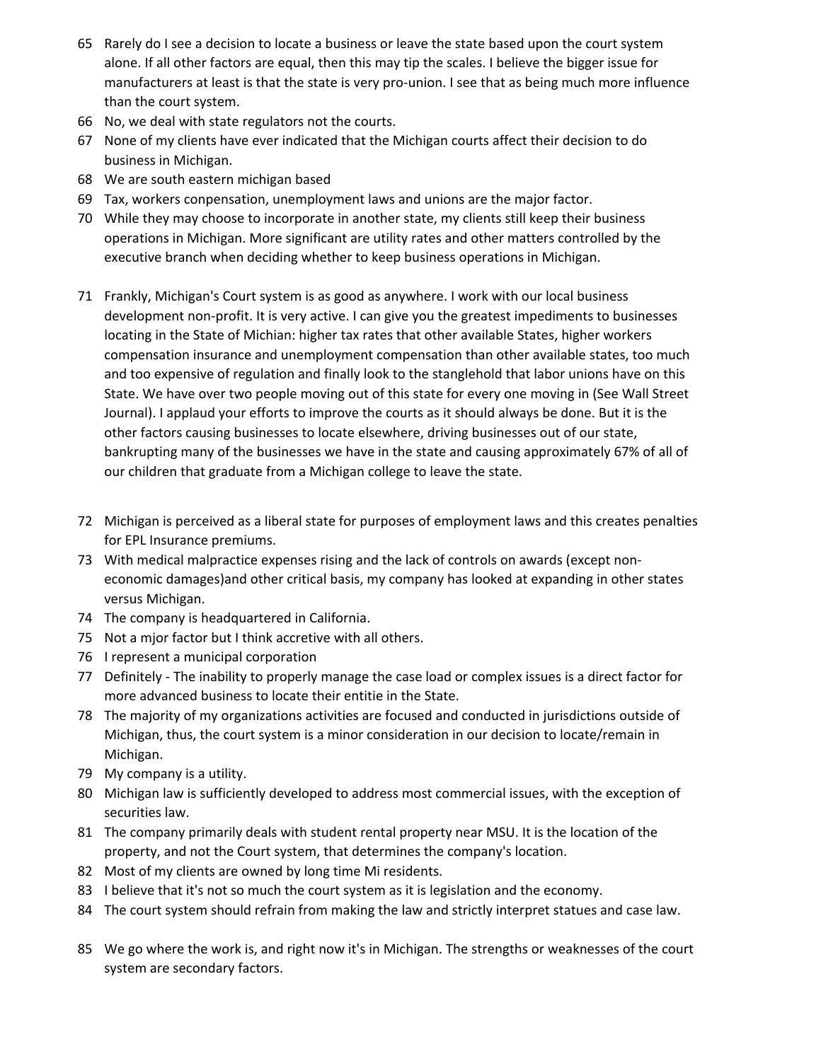65 Rarely do I see a decision to locate a business or leave the state based upon the court system alone. If all other factors are equal, then this may tip the scales. I believe the bigger issue for manufacturers at least is that the state is very pro-union. I see that as being much more influence than the court system.

66 No, we deal with state regulators not the courts.

67 None of my clients have ever indicated that the Michigan courts affect their decision to do business in Michigan.

68 We are south eastern michigan based

69 Tax, workers conpensation, unemployment laws and unions are the major factor.

70 While they may choose to incorporate in another state, my clients still keep their business operations in Michigan. More significant are utility rates and other matters controlled by the executive branch when deciding whether to keep business operations in Michigan.

71 Frankly, Michigan's Court system is as good as anywhere. I work with our local business development non-profit. It is very active. I can give you the greatest impediments to businesses locating in the State of Michian: higher tax rates that other available States, higher workers compensation insurance and unemployment compensation than other available states, too much and too expensive of regulation and finally look to the stanglehold that labor unions have on this State. We have over two people moving out of this state for every one moving in (See Wall Street Journal). I applaud your efforts to improve the courts as it should always be done. But it is the other factors causing businesses to locate elsewhere, driving businesses out of our state, bankrupting many of the businesses we have in the state and causing approximately 67% of all of our children that graduate from a Michigan college to leave the state.

72 Michigan is perceived as a liberal state for purposes of employment laws and this creates penalties for EPL Insurance premiums.

73 With medical malpractice expenses rising and the lack of controls on awards (except non-economic damages)and other critical basis, my company has looked at expanding in other states versus Michigan.

74 The company is headquartered in California.

75 Not a mjor factor but I think accretive with all others.

76 I represent a municipal corporation

77 Definitely - The inability to properly manage the case load or complex issues is a direct factor for more advanced business to locate their entitie in the State.

78 The majority of my organizations activities are focused and conducted in jurisdictions outside of Michigan, thus, the court system is a minor consideration in our decision to locate/remain in Michigan.

79 My company is a utility.

80 Michigan law is sufficiently developed to address most commercial issues, with the exception of securities law.

81 The company primarily deals with student rental property near MSU. It is the location of the property, and not the Court system, that determines the company's location.

82 Most of my clients are owned by long time Mi residents.

83 I believe that it's not so much the court system as it is legislation and the economy.

84 The court system should refrain from making the law and strictly interpret statues and case law.

85 We go where the work is, and right now it's in Michigan. The strengths or weaknesses of the court system are secondary factors.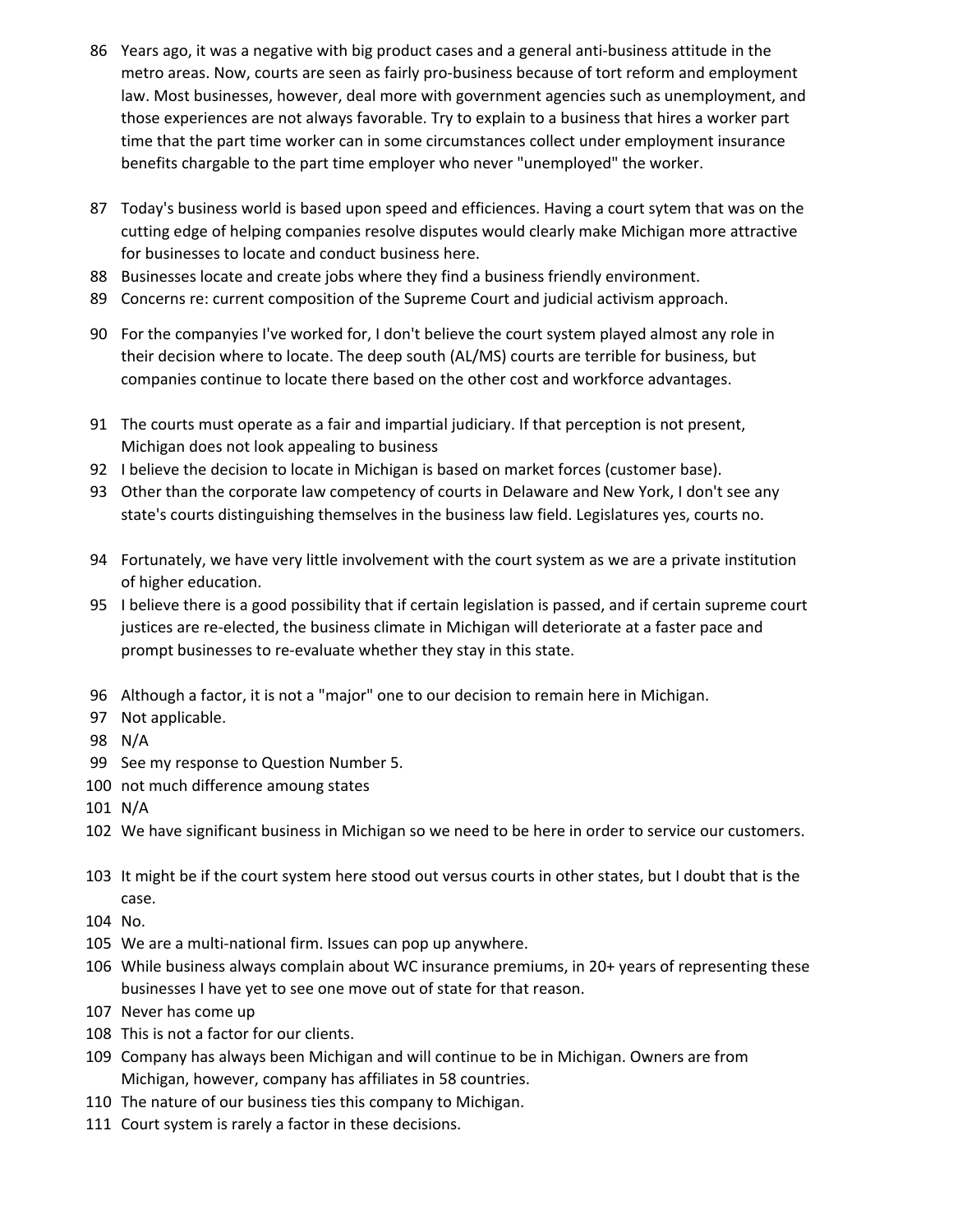86 Years ago, it was a negative with big product cases and a general anti-business attitude in the metro areas. Now, courts are seen as fairly pro-business because of tort reform and employment law. Most businesses, however, deal more with government agencies such as unemployment, and those experiences are not always favorable. Try to explain to a business that hires a worker part time that the part time worker can in some circumstances collect under employment insurance benefits chargable to the part time employer who never "unemployed" the worker.

87 Today's business world is based upon speed and efficiences. Having a court sytem that was on the cutting edge of helping companies resolve disputes would clearly make Michigan more attractive for businesses to locate and conduct business here.

88 Businesses locate and create jobs where they find a business friendly environment.

89 Concerns re: current composition of the Supreme Court and judicial activism approach.

90 For the companyies I've worked for, I don't believe the court system played almost any role in their decision where to locate. The deep south (AL/MS) courts are terrible for business, but companies continue to locate there based on the other cost and workforce advantages.

91 The courts must operate as a fair and impartial judiciary. If that perception is not present, Michigan does not look appealing to business

92 I believe the decision to locate in Michigan is based on market forces (customer base).

93 Other than the corporate law competency of courts in Delaware and New York, I don't see any state's courts distinguishing themselves in the business law field. Legislatures yes, courts no.

94 Fortunately, we have very little involvement with the court system as we are a private institution of higher education.

95 I believe there is a good possibility that if certain legislation is passed, and if certain supreme court justices are re-elected, the business climate in Michigan will deteriorate at a faster pace and prompt businesses to re-evaluate whether they stay in this state.

96 Although a factor, it is not a "major" one to our decision to remain here in Michigan.

97 Not applicable.

98 N/A

99 See my response to Question Number 5.

100 not much difference amoung states

101 N/A

102 We have significant business in Michigan so we need to be here in order to service our customers.

103 It might be if the court system here stood out versus courts in other states, but I doubt that is the case.

104 No.

105 We are a multi-national firm. Issues can pop up anywhere.

106 While business always complain about WC insurance premiums, in 20+ years of representing these businesses I have yet to see one move out of state for that reason.

107 Never has come up

108 This is not a factor for our clients.

109 Company has always been Michigan and will continue to be in Michigan. Owners are from Michigan, however, company has affiliates in 58 countries.

110 The nature of our business ties this company to Michigan.

111 Court system is rarely a factor in these decisions.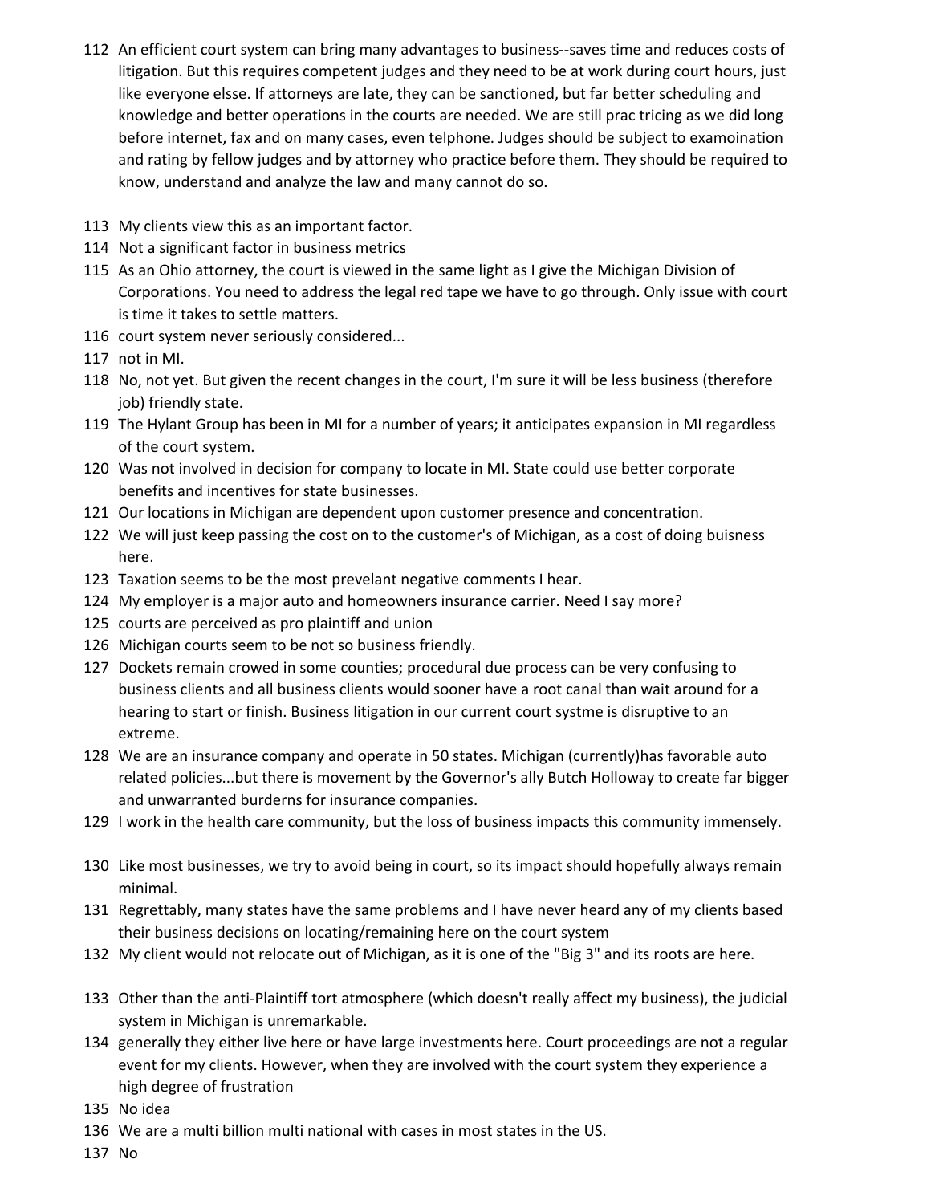112 An efficient court system can bring many advantages to business--saves time and reduces costs of litigation. But this requires competent judges and they need to be at work during court hours, just like everyone elsse. If attorneys are late, they can be sanctioned, but far better scheduling and knowledge and better operations in the courts are needed. We are still prac tricing as we did long before internet, fax and on many cases, even telphone. Judges should be subject to examoination and rating by fellow judges and by attorney who practice before them. They should be required to know, understand and analyze the law and many cannot do so.

113 My clients view this as an important factor.

114 Not a significant factor in business metrics

115 As an Ohio attorney, the court is viewed in the same light as I give the Michigan Division of Corporations. You need to address the legal red tape we have to go through. Only issue with court is time it takes to settle matters.

116 court system never seriously considered...

117 not in MI.

118 No, not yet. But given the recent changes in the court, I'm sure it will be less business (therefore job) friendly state.

119 The Hylant Group has been in MI for a number of years; it anticipates expansion in MI regardless of the court system.

120 Was not involved in decision for company to locate in MI. State could use better corporate benefits and incentives for state businesses.

121 Our locations in Michigan are dependent upon customer presence and concentration.

122 We will just keep passing the cost on to the customer's of Michigan, as a cost of doing buisness here.

123 Taxation seems to be the most prevelant negative comments I hear.

124 My employer is a major auto and homeowners insurance carrier. Need I say more?

125 courts are perceived as pro plaintiff and union

126 Michigan courts seem to be not so business friendly.

127 Dockets remain crowed in some counties; procedural due process can be very confusing to business clients and all business clients would sooner have a root canal than wait around for a hearing to start or finish. Business litigation in our current court systme is disruptive to an extreme.

128 We are an insurance company and operate in 50 states. Michigan (currently)has favorable auto related policies...but there is movement by the Governor's ally Butch Holloway to create far bigger and unwarranted burderns for insurance companies.

129 I work in the health care community, but the loss of business impacts this community immensely.

130 Like most businesses, we try to avoid being in court, so its impact should hopefully always remain minimal.

131 Regrettably, many states have the same problems and I have never heard any of my clients based their business decisions on locating/remaining here on the court system

132 My client would not relocate out of Michigan, as it is one of the "Big 3" and its roots are here.

133 Other than the anti-Plaintiff tort atmosphere (which doesn't really affect my business), the judicial system in Michigan is unremarkable.

134 generally they either live here or have large investments here. Court proceedings are not a regular event for my clients. However, when they are involved with the court system they experience a high degree of frustration

135 No idea

136 We are a multi billion multi national with cases in most states in the US.

137 No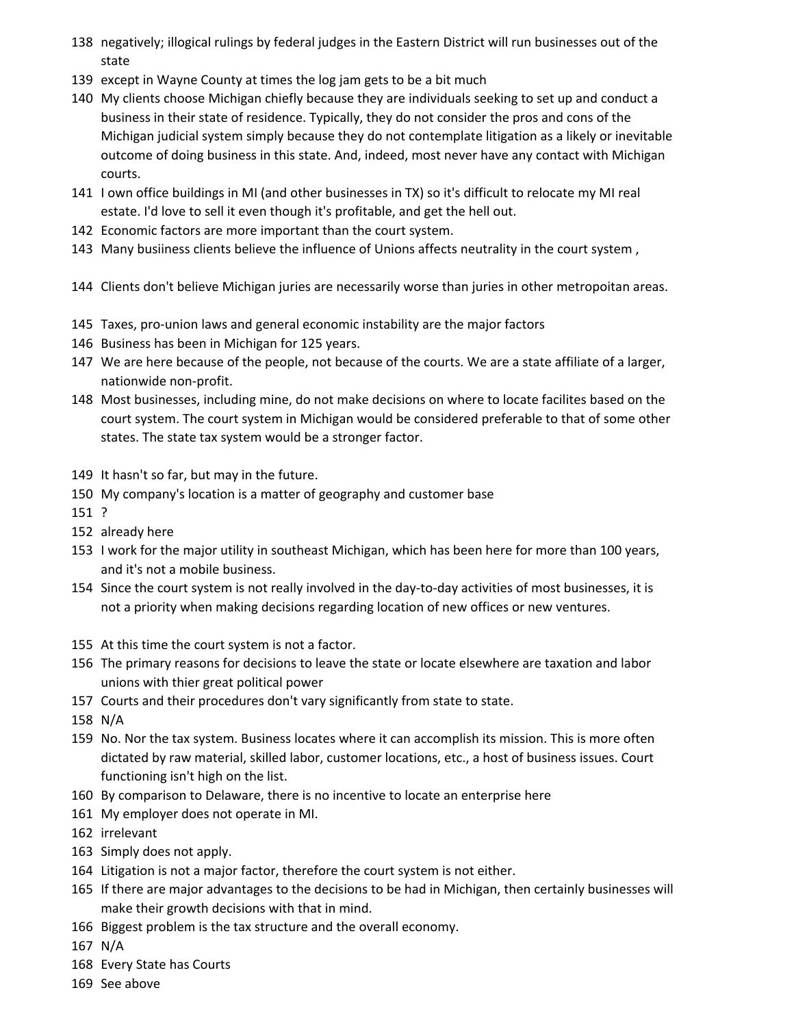138 negatively; illogical rulings by federal judges in the Eastern District will run businesses out of the state

139 except in Wayne County at times the log jam gets to be a bit much

140 My clients choose Michigan chiefly because they are individuals seeking to set up and conduct a business in their state of residence. Typically, they do not consider the pros and cons of the Michigan judicial system simply because they do not contemplate litigation as a likely or inevitable outcome of doing business in this state. And, indeed, most never have any contact with Michigan courts.

141 I own office buildings in MI (and other businesses in TX) so it's difficult to relocate my MI real estate. I'd love to sell it even though it's profitable, and get the hell out.

142 Economic factors are more important than the court system.

143 Many busiiness clients believe the influence of Unions affects neutrality in the court system ,

144 Clients don't believe Michigan juries are necessarily worse than juries in other metropoitan areas.

145 Taxes, pro-union laws and general economic instability are the major factors

146 Business has been in Michigan for 125 years.

147 We are here because of the people, not because of the courts. We are a state affiliate of a larger, nationwide non-profit.

148 Most businesses, including mine, do not make decisions on where to locate facilites based on the court system. The court system in Michigan would be considered preferable to that of some other states. The state tax system would be a stronger factor.

149 It hasn't so far, but may in the future.

150 My company's location is a matter of geography and customer base

151 ?

152 already here

153 I work for the major utility in southeast Michigan, which has been here for more than 100 years, and it's not a mobile business.

154 Since the court system is not really involved in the day-to-day activities of most businesses, it is not a priority when making decisions regarding location of new offices or new ventures.

155 At this time the court system is not a factor.

156 The primary reasons for decisions to leave the state or locate elsewhere are taxation and labor unions with thier great political power

157 Courts and their procedures don't vary significantly from state to state.

158 N/A

159 No. Nor the tax system. Business locates where it can accomplish its mission. This is more often dictated by raw material, skilled labor, customer locations, etc., a host of business issues. Court functioning isn't high on the list.

160 By comparison to Delaware, there is no incentive to locate an enterprise here

161 My employer does not operate in MI.

162 irrelevant

163 Simply does not apply.

164 Litigation is not a major factor, therefore the court system is not either.

165 If there are major advantages to the decisions to be had in Michigan, then certainly businesses will make their growth decisions with that in mind.

166 Biggest problem is the tax structure and the overall economy.

167 N/A

168 Every State has Courts

169 See above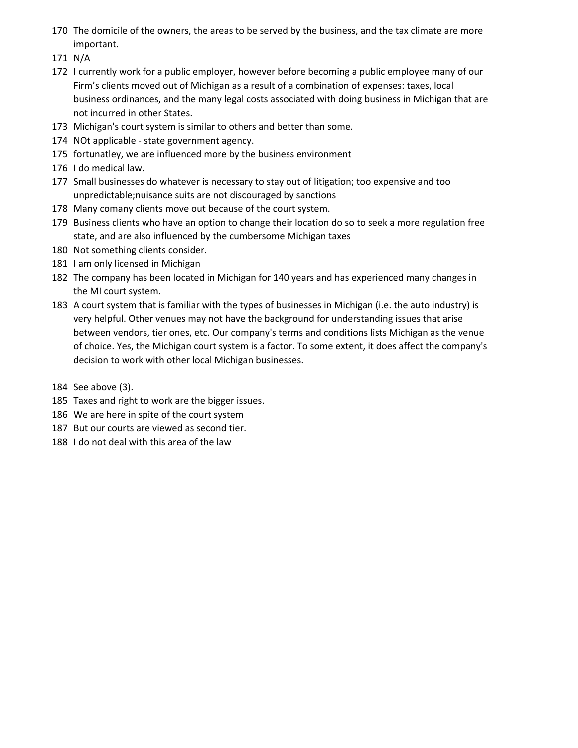170 The domicile of the owners, the areas to be served by the business, and the tax climate are more important.

171 N/A

172 I currently work for a public employer, however before becoming a public employee many of our Firm's clients moved out of Michigan as a result of a combination of expenses: taxes, local business ordinances, and the many legal costs associated with doing business in Michigan that are not incurred in other States.

173 Michigan's court system is similar to others and better than some.

174 NOt applicable - state government agency.

175 fortunatley, we are influenced more by the business environment

176 I do medical law.

177 Small businesses do whatever is necessary to stay out of litigation; too expensive and too unpredictable;nuisance suits are not discouraged by sanctions

178 Many comany clients move out because of the court system.

179 Business clients who have an option to change their location do so to seek a more regulation free state, and are also influenced by the cumbersome Michigan taxes

180 Not something clients consider.

181 I am only licensed in Michigan

182 The company has been located in Michigan for 140 years and has experienced many changes in the MI court system.

183 A court system that is familiar with the types of businesses in Michigan (i.e. the auto industry) is very helpful. Other venues may not have the background for understanding issues that arise between vendors, tier ones, etc. Our company's terms and conditions lists Michigan as the venue of choice. Yes, the Michigan court system is a factor. To some extent, it does affect the company's decision to work with other local Michigan businesses.

184 See above (3).

185 Taxes and right to work are the bigger issues.

186 We are here in spite of the court system

187 But our courts are viewed as second tier.

188 I do not deal with this area of the law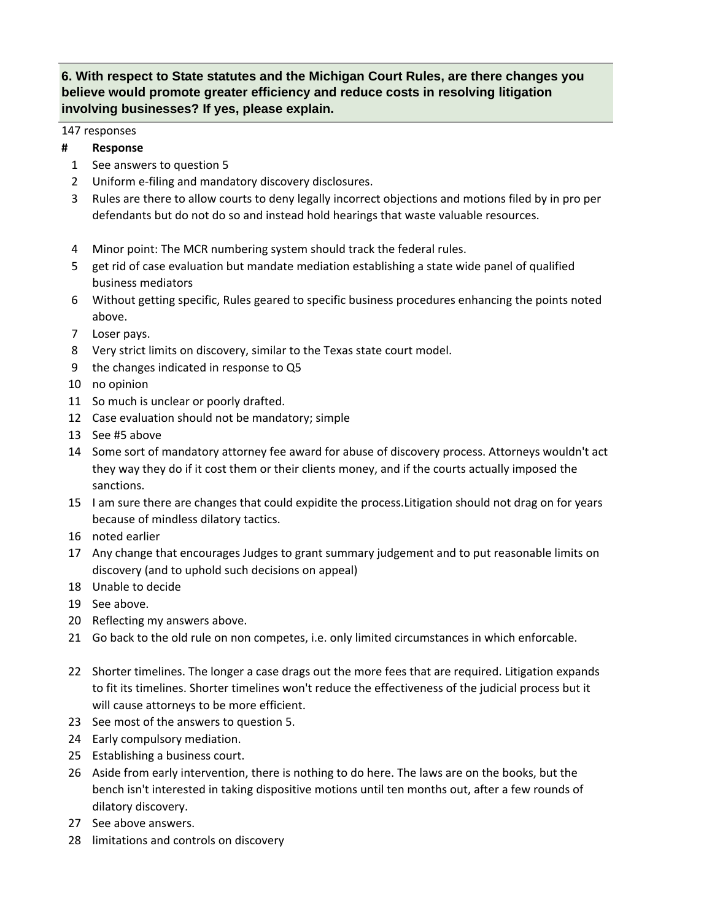## 6. With respect to State statutes and the Michigan Court Rules, are there changes you believe would promote greater efficiency and reduce costs in resolving litigation involving businesses? If yes, please explain.

147 responses

| # | Response |
|---|---|
| 1 | See answers to question 5 |
| 2 | Uniform e-filing and mandatory discovery disclosures. |
| 3 | Rules are there to allow courts to deny legally incorrect objections and motions filed by in pro per defendants but do not do so and instead hold hearings that waste valuable resources. |
| 4 | Minor point: The MCR numbering system should track the federal rules. |
| 5 | get rid of case evaluation but mandate mediation establishing a state wide panel of qualified business mediators |
| 6 | Without getting specific, Rules geared to specific business procedures enhancing the points noted above. |
| 7 | Loser pays. |
| 8 | Very strict limits on discovery, similar to the Texas state court model. |
| 9 | the changes indicated in response to Q5 |
| 10 | no opinion |
| 11 | So much is unclear or poorly drafted. |
| 12 | Case evaluation should not be mandatory; simple |
| 13 | See #5 above |
| 14 | Some sort of mandatory attorney fee award for abuse of discovery process. Attorneys wouldn't act they way they do if it cost them or their clients money, and if the courts actually imposed the sanctions. |
| 15 | I am sure there are changes that could expidite the process.Litigation should not drag on for years because of mindless dilatory tactics. |
| 16 | noted earlier |
| 17 | Any change that encourages Judges to grant summary judgement and to put reasonable limits on discovery (and to uphold such decisions on appeal) |
| 18 | Unable to decide |
| 19 | See above. |
| 20 | Reflecting my answers above. |
| 21 | Go back to the old rule on non competes, i.e. only limited circumstances in which enforcable. |
| 22 | Shorter timelines. The longer a case drags out the more fees that are required. Litigation expands to fit its timelines. Shorter timelines won't reduce the effectiveness of the judicial process but it will cause attorneys to be more efficient. |
| 23 | See most of the answers to question 5. |
| 24 | Early compulsory mediation. |
| 25 | Establishing a business court. |
| 26 | Aside from early intervention, there is nothing to do here. The laws are on the books, but the bench isn't interested in taking dispositive motions until ten months out, after a few rounds of dilatory discovery. |
| 27 | See above answers. |
| 28 | limitations and controls on discovery |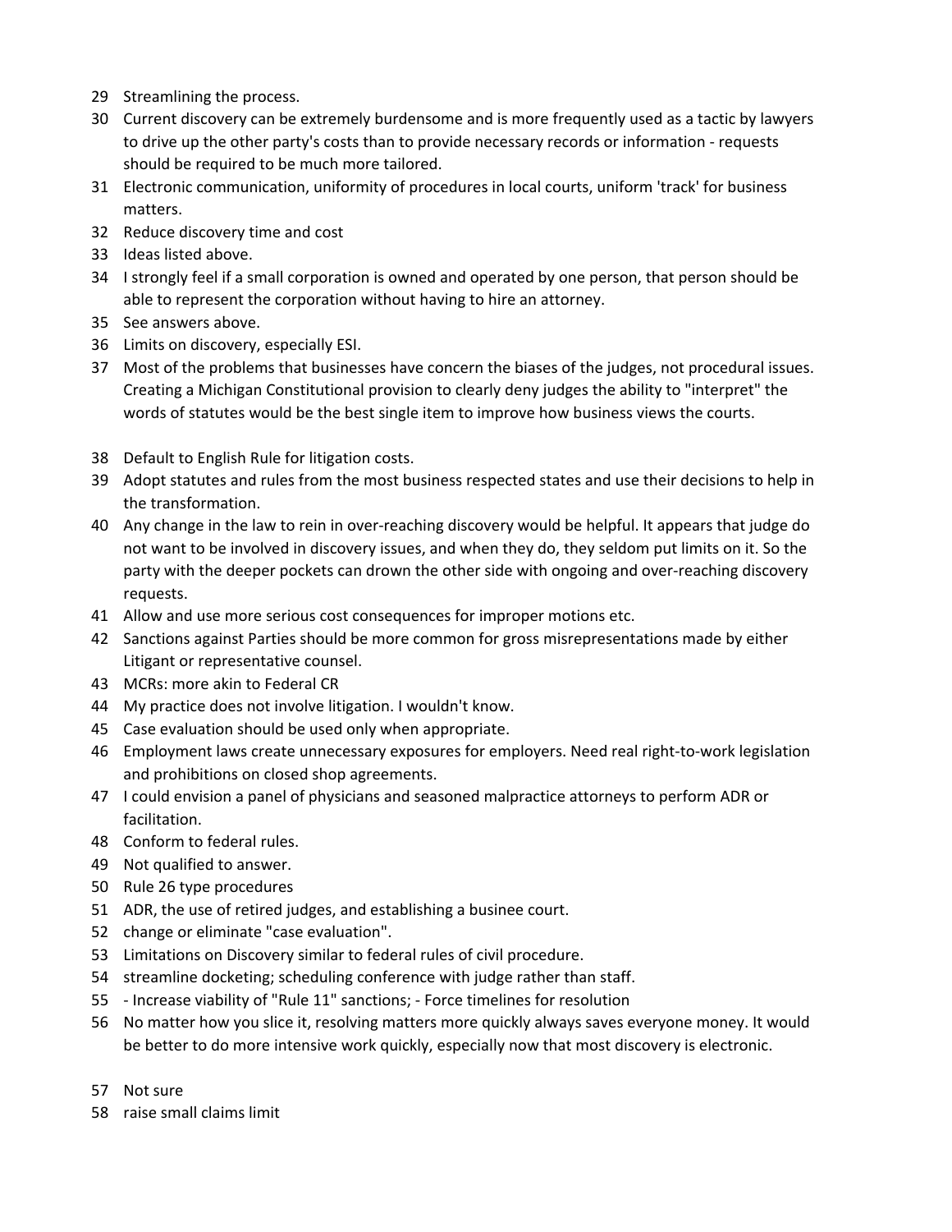29 Streamlining the process.

30 Current discovery can be extremely burdensome and is more frequently used as a tactic by lawyers to drive up the other party's costs than to provide necessary records or information - requests should be required to be much more tailored.

31 Electronic communication, uniformity of procedures in local courts, uniform 'track' for business matters.

32 Reduce discovery time and cost

33 Ideas listed above.

34 I strongly feel if a small corporation is owned and operated by one person, that person should be able to represent the corporation without having to hire an attorney.

35 See answers above.

36 Limits on discovery, especially ESI.

37 Most of the problems that businesses have concern the biases of the judges, not procedural issues. Creating a Michigan Constitutional provision to clearly deny judges the ability to "interpret" the words of statutes would be the best single item to improve how business views the courts.

38 Default to English Rule for litigation costs.

39 Adopt statutes and rules from the most business respected states and use their decisions to help in the transformation.

40 Any change in the law to rein in over-reaching discovery would be helpful. It appears that judge do not want to be involved in discovery issues, and when they do, they seldom put limits on it. So the party with the deeper pockets can drown the other side with ongoing and over-reaching discovery requests.

41 Allow and use more serious cost consequences for improper motions etc.

42 Sanctions against Parties should be more common for gross misrepresentations made by either Litigant or representative counsel.

43 MCRs: more akin to Federal CR

44 My practice does not involve litigation. I wouldn't know.

45 Case evaluation should be used only when appropriate.

46 Employment laws create unnecessary exposures for employers. Need real right-to-work legislation and prohibitions on closed shop agreements.

47 I could envision a panel of physicians and seasoned malpractice attorneys to perform ADR or facilitation.

48 Conform to federal rules.

49 Not qualified to answer.

50 Rule 26 type procedures

51 ADR, the use of retired judges, and establishing a businee court.

52 change or eliminate "case evaluation".

53 Limitations on Discovery similar to federal rules of civil procedure.

54 streamline docketing; scheduling conference with judge rather than staff.

55 - Increase viability of "Rule 11" sanctions; - Force timelines for resolution

56 No matter how you slice it, resolving matters more quickly always saves everyone money. It would be better to do more intensive work quickly, especially now that most discovery is electronic.

57 Not sure

58 raise small claims limit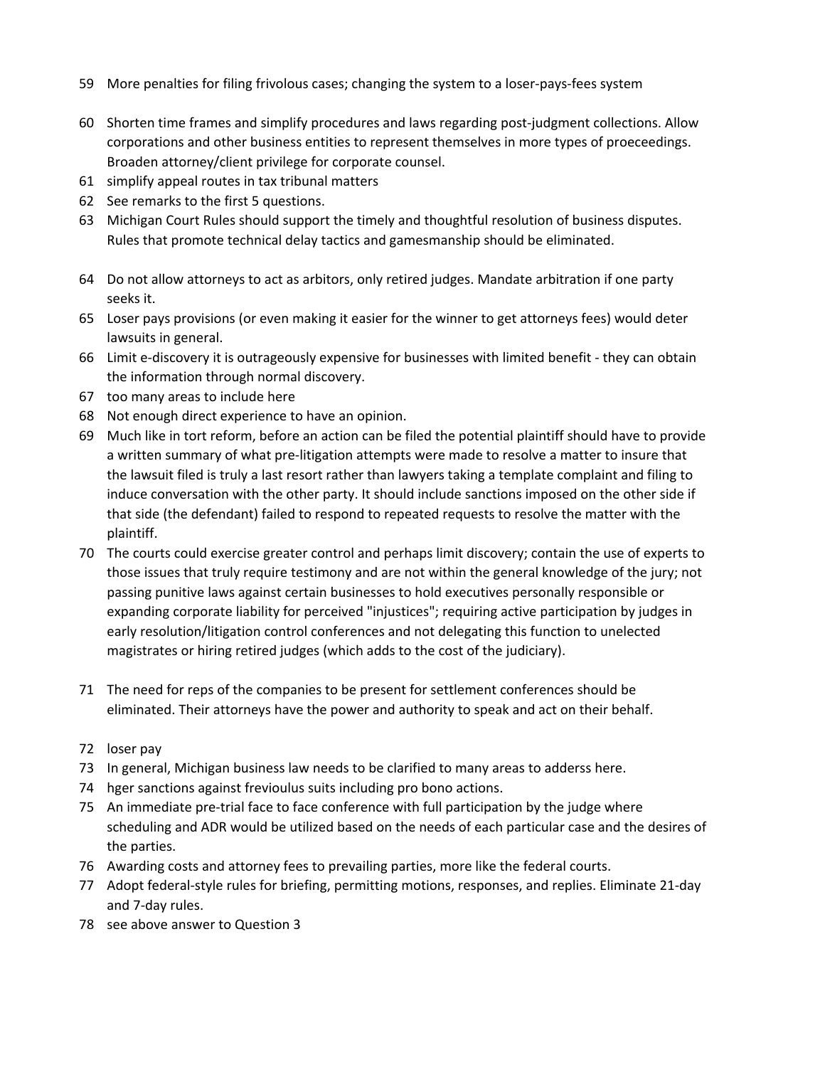59 More penalties for filing frivolous cases; changing the system to a loser-pays-fees system

60 Shorten time frames and simplify procedures and laws regarding post-judgment collections. Allow corporations and other business entities to represent themselves in more types of proeceedings. Broaden attorney/client privilege for corporate counsel.

61 simplify appeal routes in tax tribunal matters

62 See remarks to the first 5 questions.

63 Michigan Court Rules should support the timely and thoughtful resolution of business disputes. Rules that promote technical delay tactics and gamesmanship should be eliminated.

64 Do not allow attorneys to act as arbitors, only retired judges. Mandate arbitration if one party seeks it.

65 Loser pays provisions (or even making it easier for the winner to get attorneys fees) would deter lawsuits in general.

66 Limit e-discovery it is outrageously expensive for businesses with limited benefit - they can obtain the information through normal discovery.

67 too many areas to include here

68 Not enough direct experience to have an opinion.

69 Much like in tort reform, before an action can be filed the potential plaintiff should have to provide a written summary of what pre-litigation attempts were made to resolve a matter to insure that the lawsuit filed is truly a last resort rather than lawyers taking a template complaint and filing to induce conversation with the other party. It should include sanctions imposed on the other side if that side (the defendant) failed to respond to repeated requests to resolve the matter with the plaintiff.

70 The courts could exercise greater control and perhaps limit discovery; contain the use of experts to those issues that truly require testimony and are not within the general knowledge of the jury; not passing punitive laws against certain businesses to hold executives personally responsible or expanding corporate liability for perceived "injustices"; requiring active participation by judges in early resolution/litigation control conferences and not delegating this function to unelected magistrates or hiring retired judges (which adds to the cost of the judiciary).

71 The need for reps of the companies to be present for settlement conferences should be eliminated. Their attorneys have the power and authority to speak and act on their behalf.

72 loser pay

73 In general, Michigan business law needs to be clarified to many areas to adderss here.

74 hger sanctions against frevioulus suits including pro bono actions.

75 An immediate pre-trial face to face conference with full participation by the judge where scheduling and ADR would be utilized based on the needs of each particular case and the desires of the parties.

76 Awarding costs and attorney fees to prevailing parties, more like the federal courts.

77 Adopt federal-style rules for briefing, permitting motions, responses, and replies. Eliminate 21-day and 7-day rules.

78 see above answer to Question 3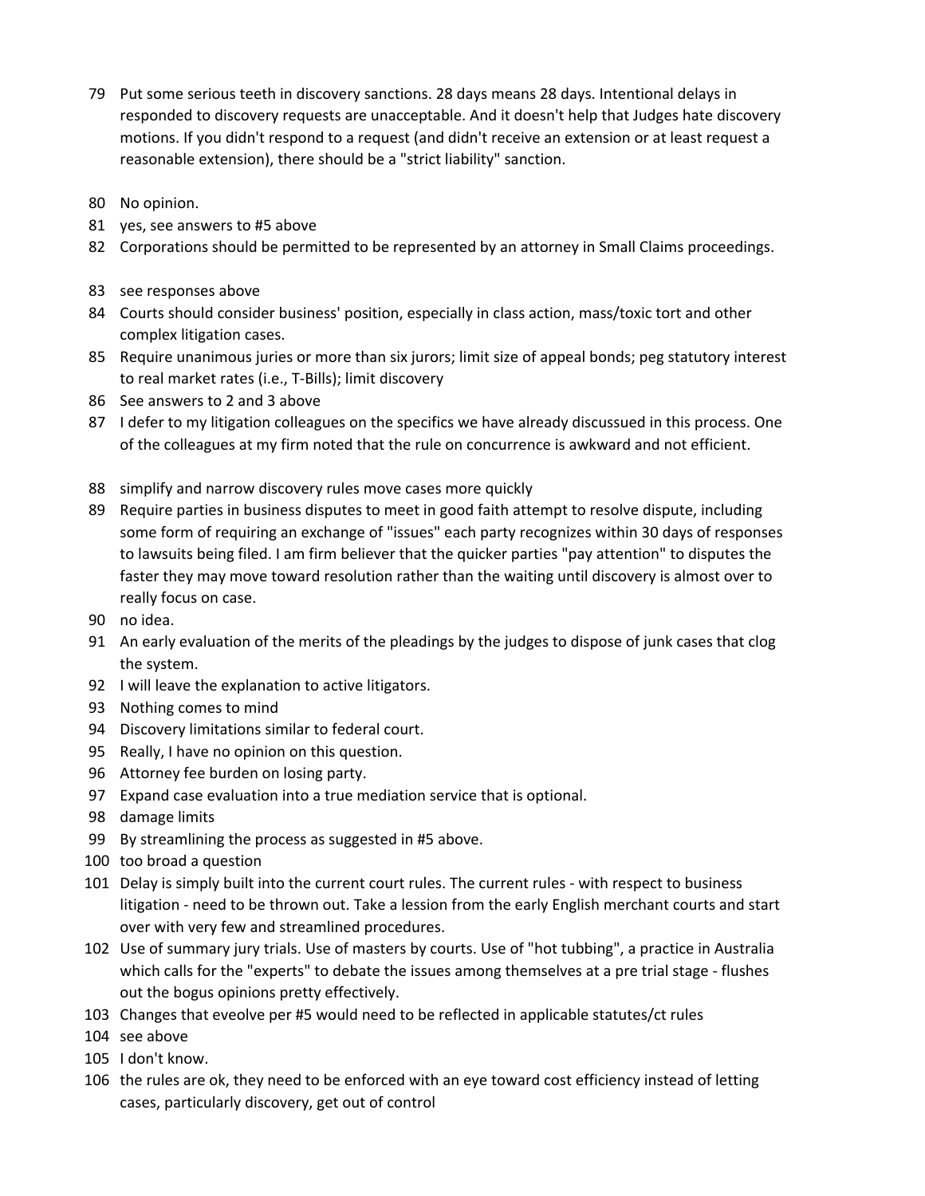79 Put some serious teeth in discovery sanctions. 28 days means 28 days. Intentional delays in responded to discovery requests are unacceptable. And it doesn't help that Judges hate discovery motions. If you didn't respond to a request (and didn't receive an extension or at least request a reasonable extension), there should be a "strict liability" sanction.

80 No opinion.

81 yes, see answers to #5 above

82 Corporations should be permitted to be represented by an attorney in Small Claims proceedings.

83 see responses above

84 Courts should consider business' position, especially in class action, mass/toxic tort and other complex litigation cases.

85 Require unanimous juries or more than six jurors; limit size of appeal bonds; peg statutory interest to real market rates (i.e., T-Bills); limit discovery

86 See answers to 2 and 3 above

87 I defer to my litigation colleagues on the specifics we have already discussued in this process. One of the colleagues at my firm noted that the rule on concurrence is awkward and not efficient.

88 simplify and narrow discovery rules move cases more quickly

89 Require parties in business disputes to meet in good faith attempt to resolve dispute, including some form of requiring an exchange of "issues" each party recognizes within 30 days of responses to lawsuits being filed. I am firm believer that the quicker parties "pay attention" to disputes the faster they may move toward resolution rather than the waiting until discovery is almost over to really focus on case.

90 no idea.

91 An early evaluation of the merits of the pleadings by the judges to dispose of junk cases that clog the system.

92 I will leave the explanation to active litigators.

93 Nothing comes to mind

94 Discovery limitations similar to federal court.

95 Really, I have no opinion on this question.

96 Attorney fee burden on losing party.

97 Expand case evaluation into a true mediation service that is optional.

98 damage limits

99 By streamlining the process as suggested in #5 above.

100 too broad a question

101 Delay is simply built into the current court rules. The current rules - with respect to business litigation - need to be thrown out. Take a lession from the early English merchant courts and start over with very few and streamlined procedures.

102 Use of summary jury trials. Use of masters by courts. Use of "hot tubbing", a practice in Australia which calls for the "experts" to debate the issues among themselves at a pre trial stage - flushes out the bogus opinions pretty effectively.

103 Changes that eveolve per #5 would need to be reflected in applicable statutes/ct rules

104 see above

105 I don't know.

106 the rules are ok, they need to be enforced with an eye toward cost efficiency instead of letting cases, particularly discovery, get out of control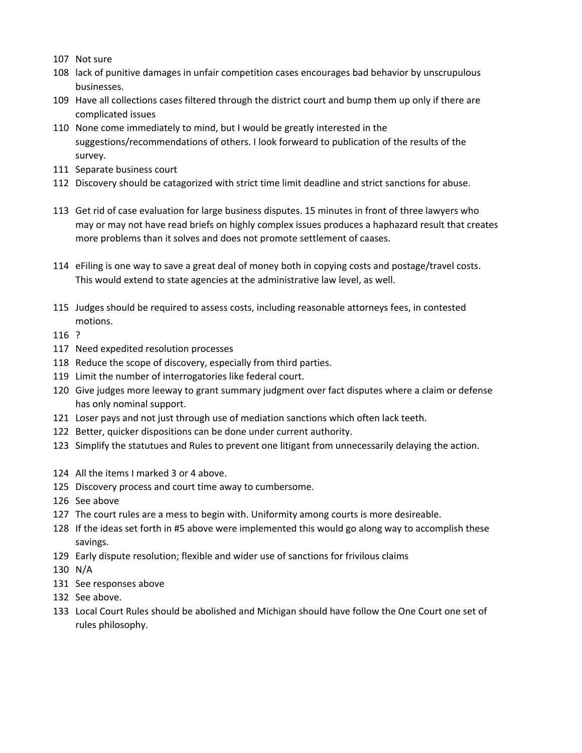107 Not sure

108 lack of punitive damages in unfair competition cases encourages bad behavior by unscrupulous businesses.

109 Have all collections cases filtered through the district court and bump them up only if there are complicated issues

110 None come immediately to mind, but I would be greatly interested in the suggestions/recommendations of others. I look forweard to publication of the results of the survey.

111 Separate business court

112 Discovery should be catagorized with strict time limit deadline and strict sanctions for abuse.

113 Get rid of case evaluation for large business disputes. 15 minutes in front of three lawyers who may or may not have read briefs on highly complex issues produces a haphazard result that creates more problems than it solves and does not promote settlement of caases.

114 eFiling is one way to save a great deal of money both in copying costs and postage/travel costs. This would extend to state agencies at the administrative law level, as well.

115 Judges should be required to assess costs, including reasonable attorneys fees, in contested motions.

116 ?

117 Need expedited resolution processes

118 Reduce the scope of discovery, especially from third parties.

119 Limit the number of interrogatories like federal court.

120 Give judges more leeway to grant summary judgment over fact disputes where a claim or defense has only nominal support.

121 Loser pays and not just through use of mediation sanctions which often lack teeth.

122 Better, quicker dispositions can be done under current authority.

123 Simplify the statutues and Rules to prevent one litigant from unnecessarily delaying the action.

124 All the items I marked 3 or 4 above.

125 Discovery process and court time away to cumbersome.

126 See above

127 The court rules are a mess to begin with. Uniformity among courts is more desireable.

128 If the ideas set forth in #5 above were implemented this would go along way to accomplish these savings.

129 Early dispute resolution; flexible and wider use of sanctions for frivilous claims

130 N/A

131 See responses above

132 See above.

133 Local Court Rules should be abolished and Michigan should have follow the One Court one set of rules philosophy.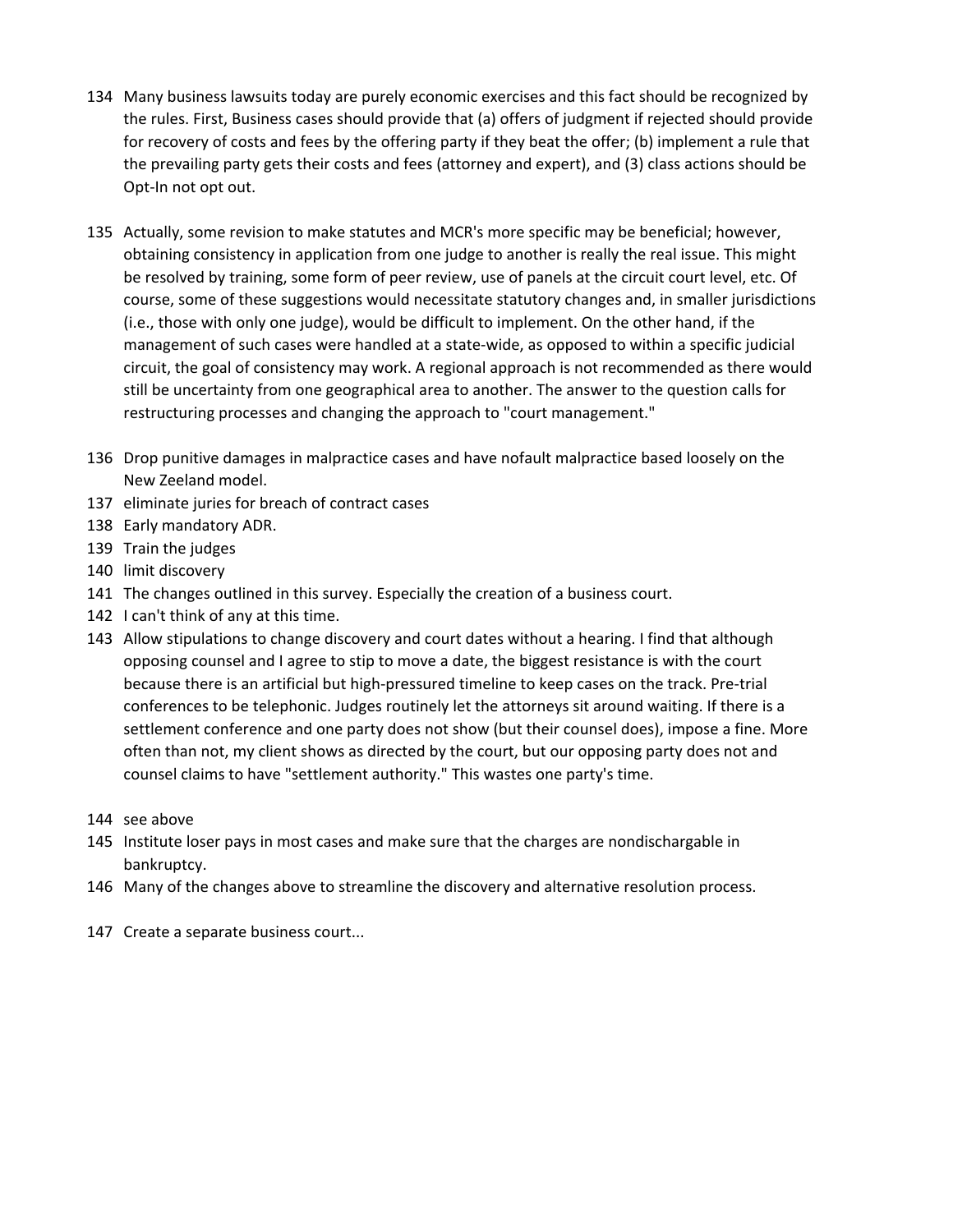134 Many business lawsuits today are purely economic exercises and this fact should be recognized by the rules. First, Business cases should provide that (a) offers of judgment if rejected should provide for recovery of costs and fees by the offering party if they beat the offer; (b) implement a rule that the prevailing party gets their costs and fees (attorney and expert), and (3) class actions should be Opt-In not opt out.

135 Actually, some revision to make statutes and MCR's more specific may be beneficial; however, obtaining consistency in application from one judge to another is really the real issue. This might be resolved by training, some form of peer review, use of panels at the circuit court level, etc. Of course, some of these suggestions would necessitate statutory changes and, in smaller jurisdictions (i.e., those with only one judge), would be difficult to implement. On the other hand, if the management of such cases were handled at a state-wide, as opposed to within a specific judicial circuit, the goal of consistency may work. A regional approach is not recommended as there would still be uncertainty from one geographical area to another. The answer to the question calls for restructuring processes and changing the approach to "court management."

136 Drop punitive damages in malpractice cases and have nofault malpractice based loosely on the New Zeeland model.

137 eliminate juries for breach of contract cases

138 Early mandatory ADR.

139 Train the judges

140 limit discovery

141 The changes outlined in this survey. Especially the creation of a business court.

142 I can't think of any at this time.

143 Allow stipulations to change discovery and court dates without a hearing. I find that although opposing counsel and I agree to stip to move a date, the biggest resistance is with the court because there is an artificial but high-pressured timeline to keep cases on the track. Pre-trial conferences to be telephonic. Judges routinely let the attorneys sit around waiting. If there is a settlement conference and one party does not show (but their counsel does), impose a fine. More often than not, my client shows as directed by the court, but our opposing party does not and counsel claims to have "settlement authority." This wastes one party's time.

144 see above

145 Institute loser pays in most cases and make sure that the charges are nondischargable in bankruptcy.

146 Many of the changes above to streamline the discovery and alternative resolution process.

147 Create a separate business court...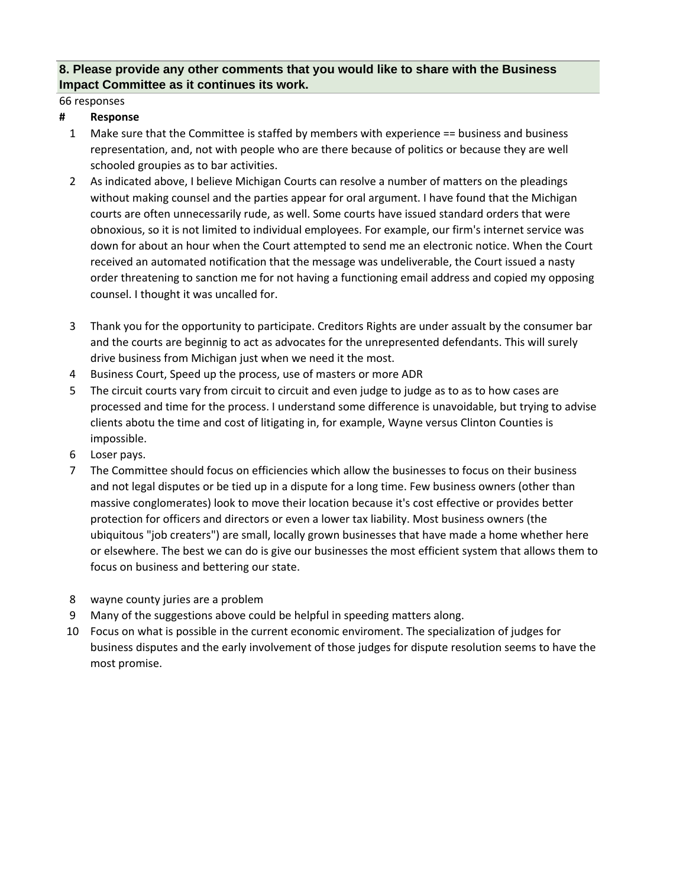### 8. Please provide any other comments that you would like to share with the Business Impact Committee as it continues its work.

66 responses

| # | Response |
|---|---|
| 1 | Make sure that the Committee is staffed by members with experience == business and business representation, and, not with people who are there because of politics or because they are well schooled groupies as to bar activities. |
| 2 | As indicated above, I believe Michigan Courts can resolve a number of matters on the pleadings without making counsel and the parties appear for oral argument. I have found that the Michigan courts are often unnecessarily rude, as well. Some courts have issued standard orders that were obnoxious, so it is not limited to individual employees. For example, our firm's internet service was down for about an hour when the Court attempted to send me an electronic notice. When the Court received an automated notification that the message was undeliverable, the Court issued a nasty order threatening to sanction me for not having a functioning email address and copied my opposing counsel. I thought it was uncalled for. |
| 3 | Thank you for the opportunity to participate. Creditors Rights are under assualt by the consumer bar and the courts are beginnig to act as advocates for the unrepresented defendants. This will surely drive business from Michigan just when we need it the most. |
| 4 | Business Court, Speed up the process, use of masters or more ADR |
| 5 | The circuit courts vary from circuit to circuit and even judge to judge as to as to how cases are processed and time for the process. I understand some difference is unavoidable, but trying to advise clients abotu the time and cost of litigating in, for example, Wayne versus Clinton Counties is impossible. |
| 6 | Loser pays. |
| 7 | The Committee should focus on efficiencies which allow the businesses to focus on their business and not legal disputes or be tied up in a dispute for a long time. Few business owners (other than massive conglomerates) look to move their location because it's cost effective or provides better protection for officers and directors or even a lower tax liability. Most business owners (the ubiquitous "job creaters") are small, locally grown businesses that have made a home whether here or elsewhere. The best we can do is give our businesses the most efficient system that allows them to focus on business and bettering our state. |
| 8 | wayne county juries are a problem |
| 9 | Many of the suggestions above could be helpful in speeding matters along. |
| 10 | Focus on what is possible in the current economic enviroment. The specialization of judges for business disputes and the early involvement of those judges for dispute resolution seems to have the most promise. |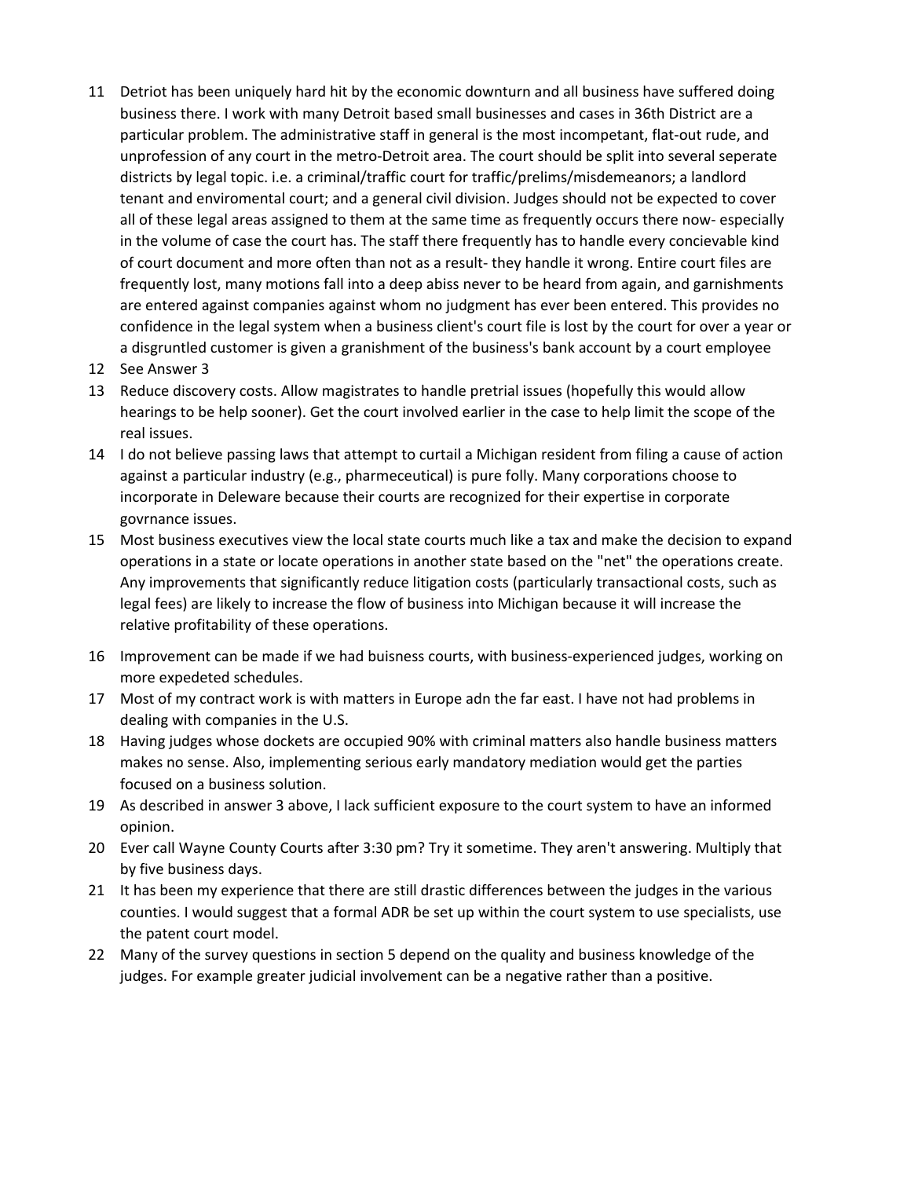11 Detriot has been uniquely hard hit by the economic downturn and all business have suffered doing business there. I work with many Detroit based small businesses and cases in 36th District are a particular problem. The administrative staff in general is the most incompetant, flat-out rude, and unprofession of any court in the metro-Detroit area. The court should be split into several seperate districts by legal topic. i.e. a criminal/traffic court for traffic/prelims/misdemeanors; a landlord tenant and enviromental court; and a general civil division. Judges should not be expected to cover all of these legal areas assigned to them at the same time as frequently occurs there now- especially in the volume of case the court has. The staff there frequently has to handle every concievable kind of court document and more often than not as a result- they handle it wrong. Entire court files are frequently lost, many motions fall into a deep abiss never to be heard from again, and garnishments are entered against companies against whom no judgment has ever been entered. This provides no confidence in the legal system when a business client's court file is lost by the court for over a year or a disgruntled customer is given a granishment of the business's bank account by a court employee

12 See Answer 3

13 Reduce discovery costs. Allow magistrates to handle pretrial issues (hopefully this would allow hearings to be help sooner). Get the court involved earlier in the case to help limit the scope of the real issues.

14 I do not believe passing laws that attempt to curtail a Michigan resident from filing a cause of action against a particular industry (e.g., pharmeceutical) is pure folly. Many corporations choose to incorporate in Deleware because their courts are recognized for their expertise in corporate govrnance issues.

15 Most business executives view the local state courts much like a tax and make the decision to expand operations in a state or locate operations in another state based on the "net" the operations create. Any improvements that significantly reduce litigation costs (particularly transactional costs, such as legal fees) are likely to increase the flow of business into Michigan because it will increase the relative profitability of these operations.

16 Improvement can be made if we had buisness courts, with business-experienced judges, working on more expedeted schedules.

17 Most of my contract work is with matters in Europe adn the far east. I have not had problems in dealing with companies in the U.S.

18 Having judges whose dockets are occupied 90% with criminal matters also handle business matters makes no sense. Also, implementing serious early mandatory mediation would get the parties focused on a business solution.

19 As described in answer 3 above, I lack sufficient exposure to the court system to have an informed opinion.

20 Ever call Wayne County Courts after 3:30 pm? Try it sometime. They aren't answering. Multiply that by five business days.

21 It has been my experience that there are still drastic differences between the judges in the various counties. I would suggest that a formal ADR be set up within the court system to use specialists, use the patent court model.

22 Many of the survey questions in section 5 depend on the quality and business knowledge of the judges. For example greater judicial involvement can be a negative rather than a positive.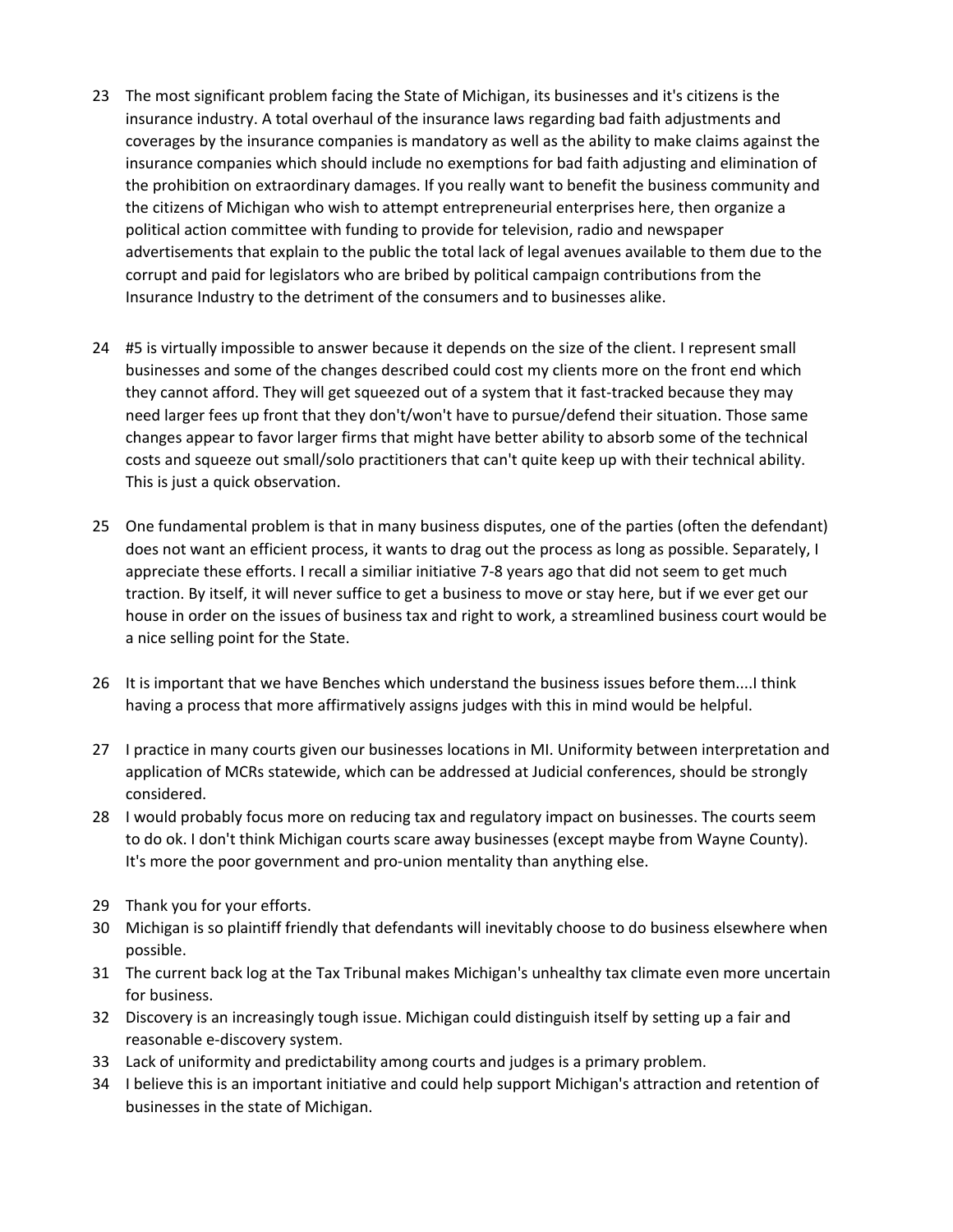23 The most significant problem facing the State of Michigan, its businesses and it's citizens is the insurance industry. A total overhaul of the insurance laws regarding bad faith adjustments and coverages by the insurance companies is mandatory as well as the ability to make claims against the insurance companies which should include no exemptions for bad faith adjusting and elimination of the prohibition on extraordinary damages. If you really want to benefit the business community and the citizens of Michigan who wish to attempt entrepreneurial enterprises here, then organize a political action committee with funding to provide for television, radio and newspaper advertisements that explain to the public the total lack of legal avenues available to them due to the corrupt and paid for legislators who are bribed by political campaign contributions from the Insurance Industry to the detriment of the consumers and to businesses alike.

24 #5 is virtually impossible to answer because it depends on the size of the client. I represent small businesses and some of the changes described could cost my clients more on the front end which they cannot afford. They will get squeezed out of a system that it fast-tracked because they may need larger fees up front that they don't/won't have to pursue/defend their situation. Those same changes appear to favor larger firms that might have better ability to absorb some of the technical costs and squeeze out small/solo practitioners that can't quite keep up with their technical ability. This is just a quick observation.

25 One fundamental problem is that in many business disputes, one of the parties (often the defendant) does not want an efficient process, it wants to drag out the process as long as possible. Separately, I appreciate these efforts. I recall a similiar initiative 7-8 years ago that did not seem to get much traction. By itself, it will never suffice to get a business to move or stay here, but if we ever get our house in order on the issues of business tax and right to work, a streamlined business court would be a nice selling point for the State.

26 It is important that we have Benches which understand the business issues before them....I think having a process that more affirmatively assigns judges with this in mind would be helpful.

27 I practice in many courts given our businesses locations in MI. Uniformity between interpretation and application of MCRs statewide, which can be addressed at Judicial conferences, should be strongly considered.

28 I would probably focus more on reducing tax and regulatory impact on businesses. The courts seem to do ok. I don't think Michigan courts scare away businesses (except maybe from Wayne County). It's more the poor government and pro-union mentality than anything else.

29 Thank you for your efforts.

30 Michigan is so plaintiff friendly that defendants will inevitably choose to do business elsewhere when possible.

31 The current back log at the Tax Tribunal makes Michigan's unhealthy tax climate even more uncertain for business.

32 Discovery is an increasingly tough issue. Michigan could distinguish itself by setting up a fair and reasonable e-discovery system.

33 Lack of uniformity and predictability among courts and judges is a primary problem.

34 I believe this is an important initiative and could help support Michigan's attraction and retention of businesses in the state of Michigan.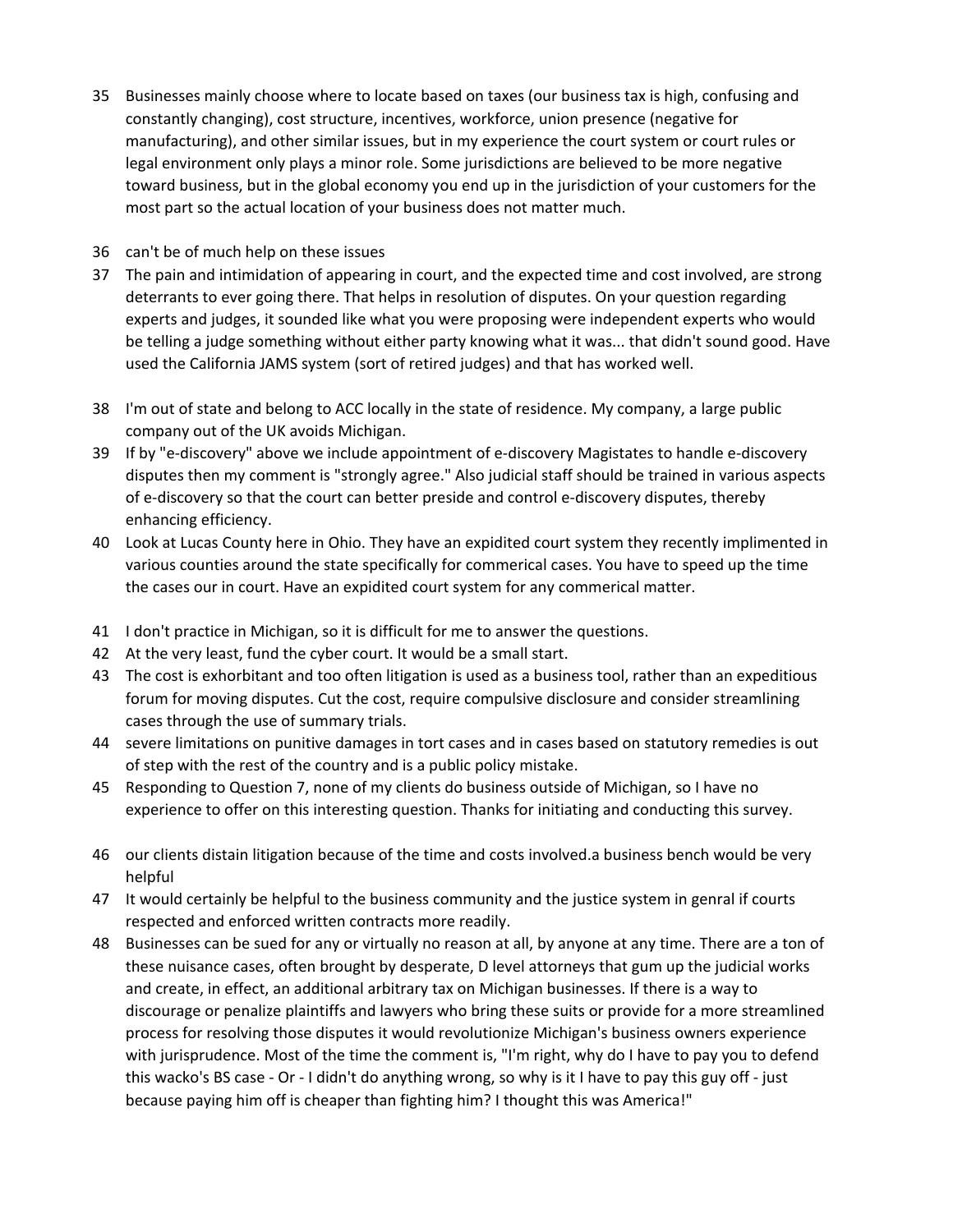35 Businesses mainly choose where to locate based on taxes (our business tax is high, confusing and constantly changing), cost structure, incentives, workforce, union presence (negative for manufacturing), and other similar issues, but in my experience the court system or court rules or legal environment only plays a minor role. Some jurisdictions are believed to be more negative toward business, but in the global economy you end up in the jurisdiction of your customers for the most part so the actual location of your business does not matter much.

36 can't be of much help on these issues

37 The pain and intimidation of appearing in court, and the expected time and cost involved, are strong deterrants to ever going there. That helps in resolution of disputes. On your question regarding experts and judges, it sounded like what you were proposing were independent experts who would be telling a judge something without either party knowing what it was... that didn't sound good. Have used the California JAMS system (sort of retired judges) and that has worked well.

38 I'm out of state and belong to ACC locally in the state of residence. My company, a large public company out of the UK avoids Michigan.

39 If by "e-discovery" above we include appointment of e-discovery Magistates to handle e-discovery disputes then my comment is "strongly agree." Also judicial staff should be trained in various aspects of e-discovery so that the court can better preside and control e-discovery disputes, thereby enhancing efficiency.

40 Look at Lucas County here in Ohio. They have an expidited court system they recently implimented in various counties around the state specifically for commerical cases. You have to speed up the time the cases our in court. Have an expidited court system for any commerical matter.

41 I don't practice in Michigan, so it is difficult for me to answer the questions.

42 At the very least, fund the cyber court. It would be a small start.

43 The cost is exhorbitant and too often litigation is used as a business tool, rather than an expeditious forum for moving disputes. Cut the cost, require compulsive disclosure and consider streamlining cases through the use of summary trials.

44 severe limitations on punitive damages in tort cases and in cases based on statutory remedies is out of step with the rest of the country and is a public policy mistake.

45 Responding to Question 7, none of my clients do business outside of Michigan, so I have no experience to offer on this interesting question. Thanks for initiating and conducting this survey.

46 our clients distain litigation because of the time and costs involved.a business bench would be very helpful

47 It would certainly be helpful to the business community and the justice system in genral if courts respected and enforced written contracts more readily.

48 Businesses can be sued for any or virtually no reason at all, by anyone at any time. There are a ton of these nuisance cases, often brought by desperate, D level attorneys that gum up the judicial works and create, in effect, an additional arbitrary tax on Michigan businesses. If there is a way to discourage or penalize plaintiffs and lawyers who bring these suits or provide for a more streamlined process for resolving those disputes it would revolutionize Michigan's business owners experience with jurisprudence. Most of the time the comment is, "I'm right, why do I have to pay you to defend this wacko's BS case - Or - I didn't do anything wrong, so why is it I have to pay this guy off - just because paying him off is cheaper than fighting him? I thought this was America!"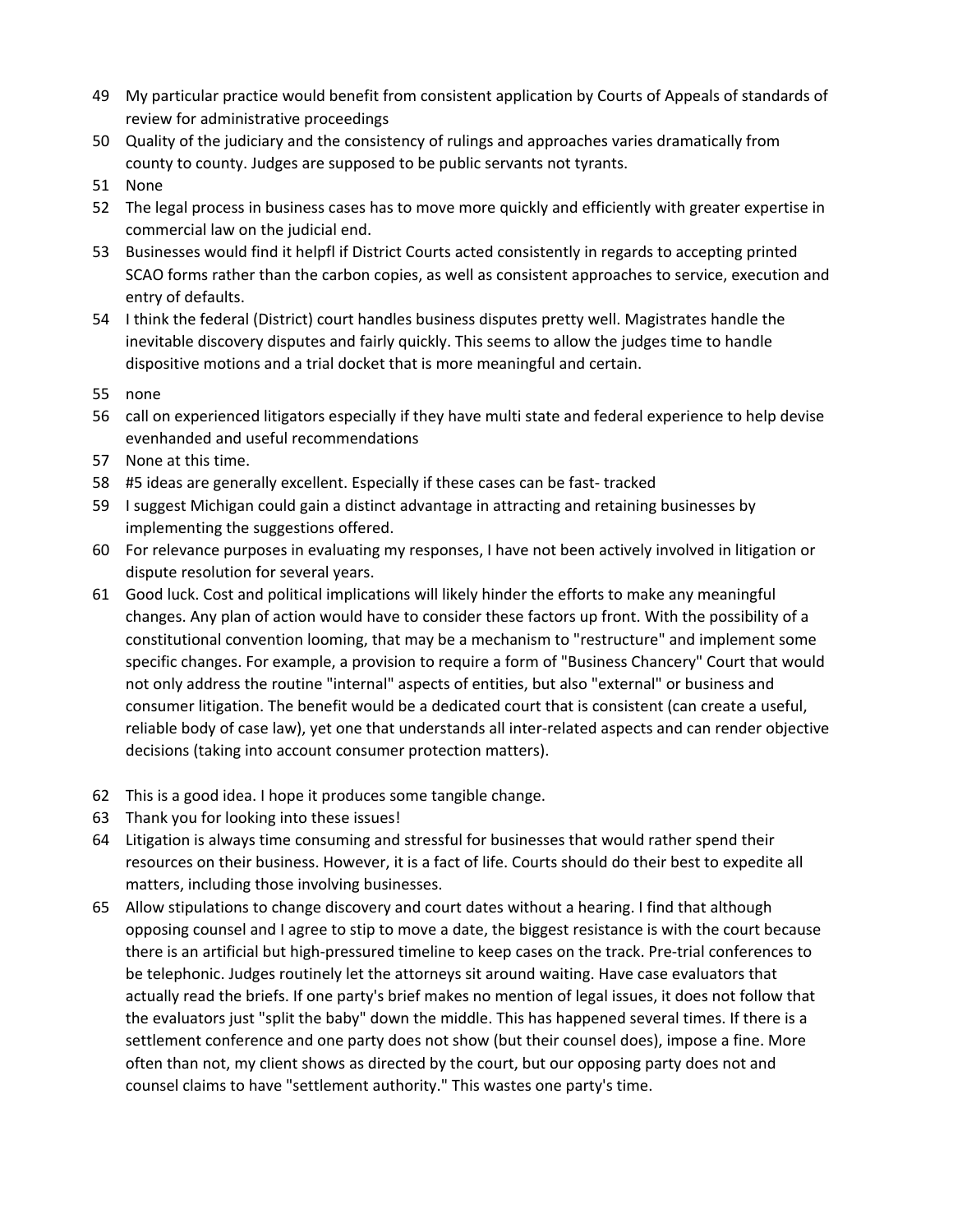49 My particular practice would benefit from consistent application by Courts of Appeals of standards of review for administrative proceedings

50 Quality of the judiciary and the consistency of rulings and approaches varies dramatically from county to county. Judges are supposed to be public servants not tyrants.

51 None

52 The legal process in business cases has to move more quickly and efficiently with greater expertise in commercial law on the judicial end.

53 Businesses would find it helpfl if District Courts acted consistently in regards to accepting printed SCAO forms rather than the carbon copies, as well as consistent approaches to service, execution and entry of defaults.

54 I think the federal (District) court handles business disputes pretty well. Magistrates handle the inevitable discovery disputes and fairly quickly. This seems to allow the judges time to handle dispositive motions and a trial docket that is more meaningful and certain.

55 none

56 call on experienced litigators especially if they have multi state and federal experience to help devise evenhanded and useful recommendations

57 None at this time.

58 #5 ideas are generally excellent. Especially if these cases can be fast- tracked

59 I suggest Michigan could gain a distinct advantage in attracting and retaining businesses by implementing the suggestions offered.

60 For relevance purposes in evaluating my responses, I have not been actively involved in litigation or dispute resolution for several years.

61 Good luck. Cost and political implications will likely hinder the efforts to make any meaningful changes. Any plan of action would have to consider these factors up front. With the possibility of a constitutional convention looming, that may be a mechanism to "restructure" and implement some specific changes. For example, a provision to require a form of "Business Chancery" Court that would not only address the routine "internal" aspects of entities, but also "external" or business and consumer litigation. The benefit would be a dedicated court that is consistent (can create a useful, reliable body of case law), yet one that understands all inter-related aspects and can render objective decisions (taking into account consumer protection matters).

62 This is a good idea. I hope it produces some tangible change.

63 Thank you for looking into these issues!

64 Litigation is always time consuming and stressful for businesses that would rather spend their resources on their business. However, it is a fact of life. Courts should do their best to expedite all matters, including those involving businesses.

65 Allow stipulations to change discovery and court dates without a hearing. I find that although opposing counsel and I agree to stip to move a date, the biggest resistance is with the court because there is an artificial but high-pressured timeline to keep cases on the track. Pre-trial conferences to be telephonic. Judges routinely let the attorneys sit around waiting. Have case evaluators that actually read the briefs. If one party's brief makes no mention of legal issues, it does not follow that the evaluators just "split the baby" down the middle. This has happened several times. If there is a settlement conference and one party does not show (but their counsel does), impose a fine. More often than not, my client shows as directed by the court, but our opposing party does not and counsel claims to have "settlement authority." This wastes one party's time.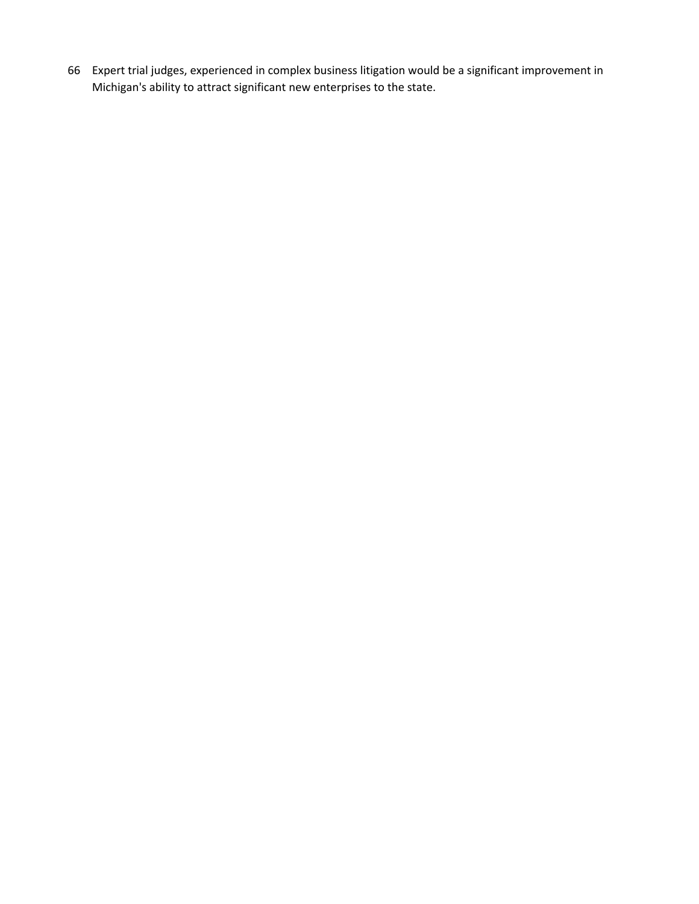66 Expert trial judges, experienced in complex business litigation would be a significant improvement in Michigan's ability to attract significant new enterprises to the state.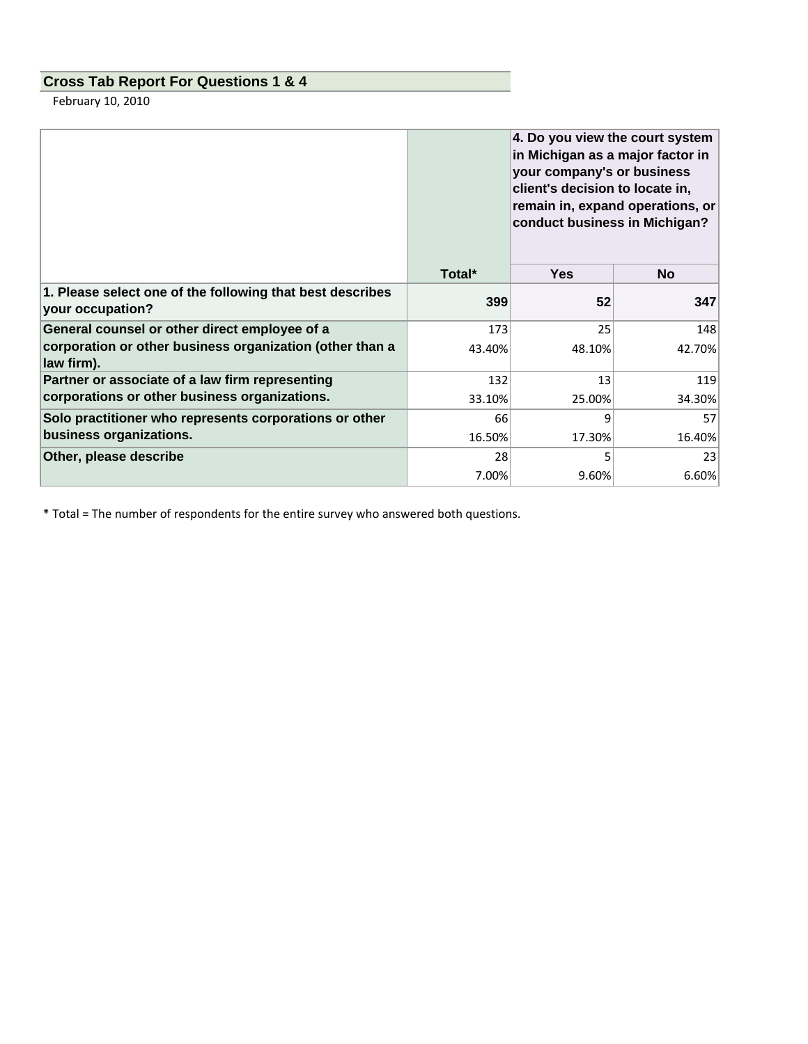## Cross Tab Report For Questions 1 & 4

February 10, 2010

| | Total* | 4. Do you view the court system in Michigan as a major factor in your company's or business client's decision to locate in, remain in, expand operations, or conduct business in Michigan? | |
|---|---|---|---|
| | | Yes | No |
| **1. Please select one of the following that best describes your occupation?** | **399** | **52** | **347** |
| **General counsel or other direct employee of a corporation or other business organization (other than a law firm).** | 173<br>43.40% | 25<br>48.10% | 148<br>42.70% |
| **Partner or associate of a law firm representing corporations or other business organizations.** | 132<br>33.10% | 13<br>25.00% | 119<br>34.30% |
| **Solo practitioner who represents corporations or other business organizations.** | 66<br>16.50% | 9<br>17.30% | 57<br>16.40% |
| **Other, please describe** | 28<br>7.00% | 5<br>9.60% | 23<br>6.60% |

* Total = The number of respondents for the entire survey who answered both questions.